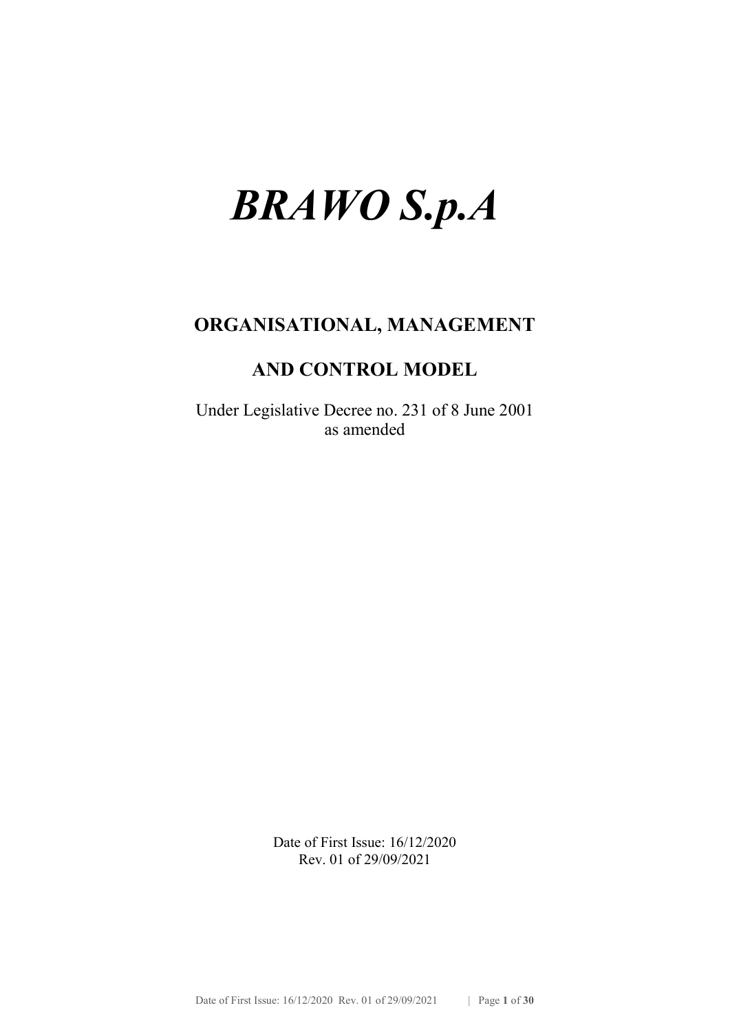# *BRAWO S.p.A*

## ORGANISATIONAL, MANAGEMENT

## AND CONTROL MODEL

Under Legislative Decree no. 231 of 8 June 2001
as amended

Date of First Issue: 16/12/2020
Rev. 01 of 29/09/2021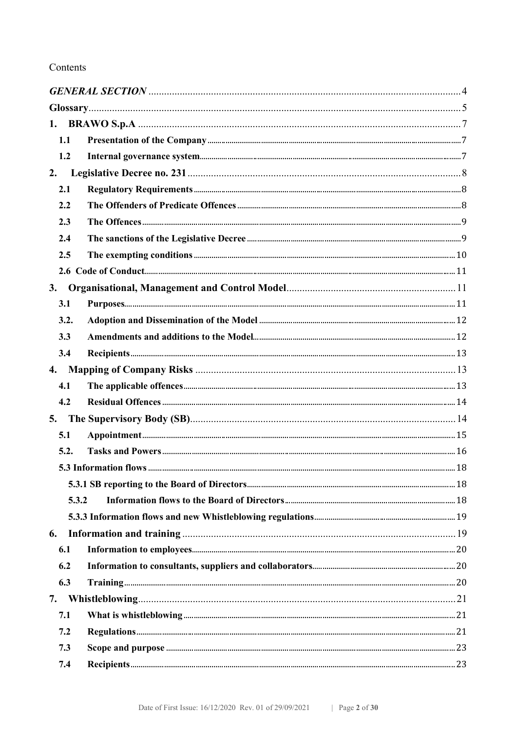Contents

*GENERAL SECTION* .......... 4

**Glossary** .......... 5

**1. BRAWO S.p.A** .......... 7

- **1.1 Presentation of the Company** .......... 7
- **1.2 Internal governance system** .......... 7

**2. Legislative Decree no. 231** .......... 8

- **2.1 Regulatory Requirements** .......... 8
- **2.2 The Offenders of Predicate Offences** .......... 8
- **2.3 The Offences** .......... 9
- **2.4 The sanctions of the Legislative Decree** .......... 9
- **2.5 The exempting conditions** .......... 10
- **2.6 Code of Conduct** .......... 11

**3. Organisational, Management and Control Model** .......... 11

- **3.1 Purposes** .......... 11
- **3.2. Adoption and Dissemination of the Model** .......... 12
- **3.3 Amendments and additions to the Model** .......... 12
- **3.4 Recipients** .......... 13

**4. Mapping of Company Risks** .......... 13

- **4.1 The applicable offences** .......... 13
- **4.2 Residual Offences** .......... 14

**5. The Supervisory Body (SB)** .......... 14

- **5.1 Appointment** .......... 15
- **5.2. Tasks and Powers** .......... 16
- **5.3 Information flows** .......... 18
  - **5.3.1 SB reporting to the Board of Directors** .......... 18
  - **5.3.2 Information flows to the Board of Directors** .......... 18
  - **5.3.3 Information flows and new Whistleblowing regulations** .......... 19

**6. Information and training** .......... 19

- **6.1 Information to employees** .......... 20
- **6.2 Information to consultants, suppliers and collaborators** .......... 20
- **6.3 Training** .......... 20

**7. Whistleblowing** .......... 21

- **7.1 What is whistleblowing** .......... 21
- **7.2 Regulations** .......... 21
- **7.3 Scope and purpose** .......... 23
- **7.4 Recipients** .......... 23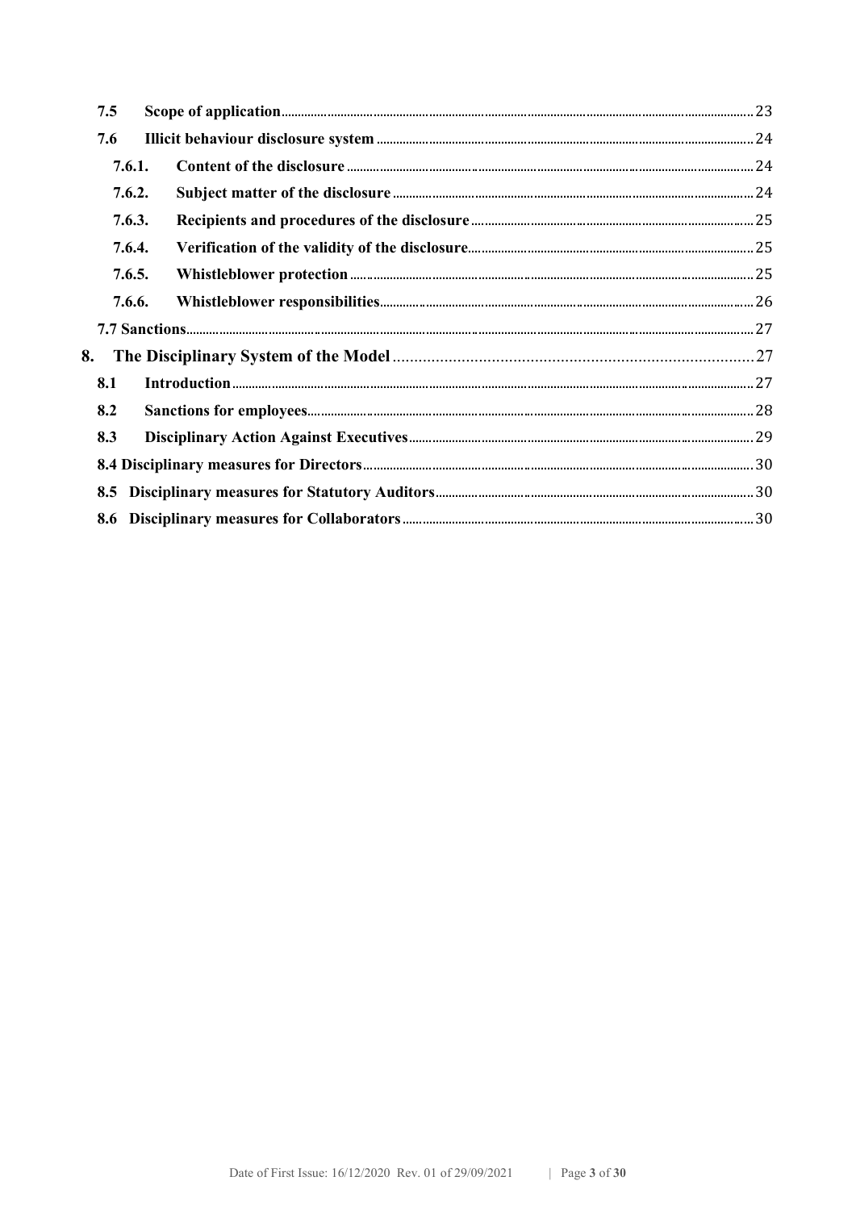- **7.5 Scope of application** ... 23
- **7.6 Illicit behaviour disclosure system** ... 24
  - **7.6.1. Content of the disclosure** ... 24
  - **7.6.2. Subject matter of the disclosure** ... 24
  - **7.6.3. Recipients and procedures of the disclosure** ... 25
  - **7.6.4. Verification of the validity of the disclosure** ... 25
  - **7.6.5. Whistleblower protection** ... 25
  - **7.6.6. Whistleblower responsibilities** ... 26
- **7.7 Sanctions** ... 27

**8. The Disciplinary System of the Model** ... 27

- **8.1 Introduction** ... 27
- **8.2 Sanctions for employees** ... 28
- **8.3 Disciplinary Action Against Executives** ... 29
- **8.4 Disciplinary measures for Directors** ... 30
- **8.5 Disciplinary measures for Statutory Auditors** ... 30
- **8.6 Disciplinary measures for Collaborators** ... 30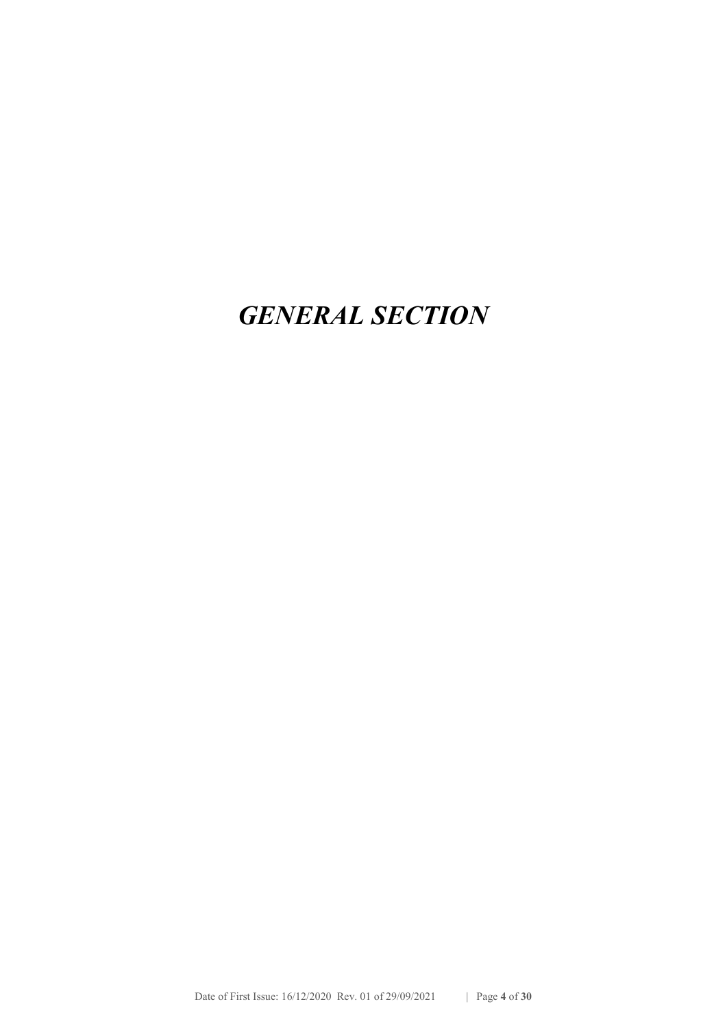# *GENERAL SECTION*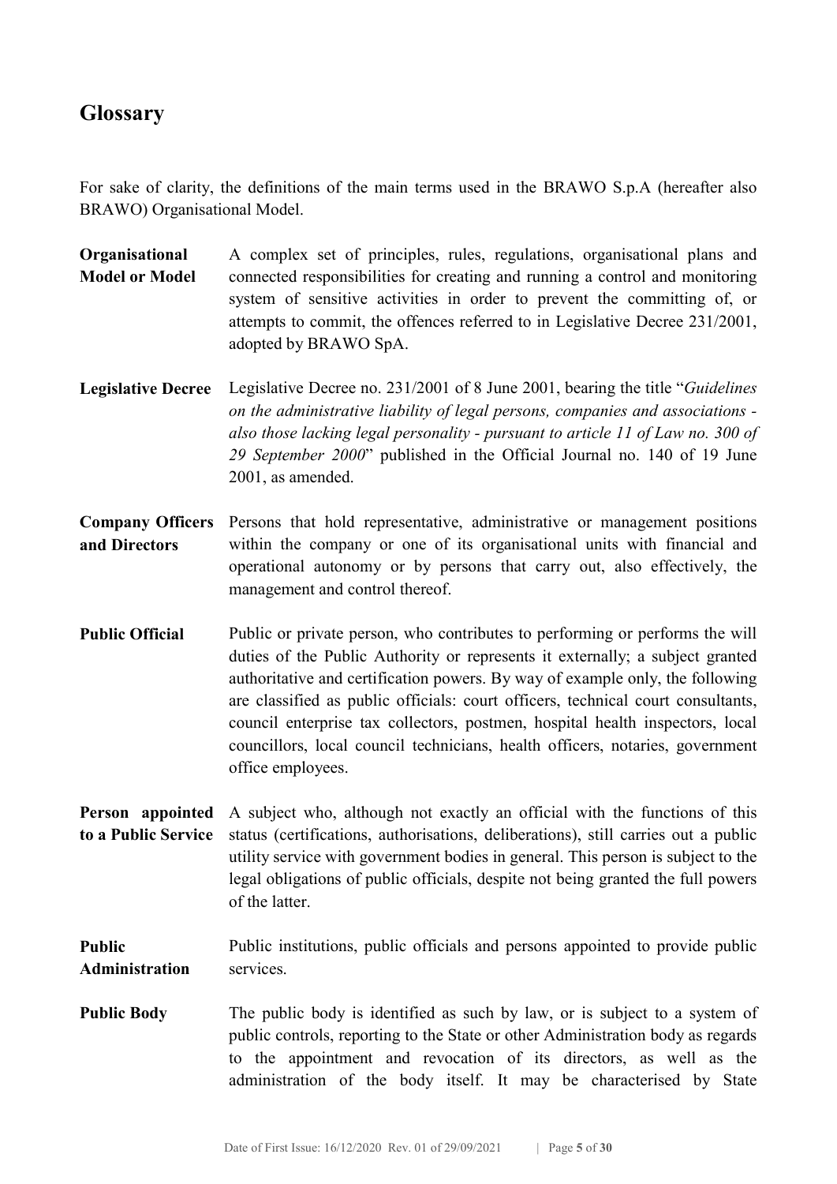## Glossary

For sake of clarity, the definitions of the main terms used in the BRAWO S.p.A (hereafter also BRAWO) Organisational Model.

**Organisational Model or Model** A complex set of principles, rules, regulations, organisational plans and connected responsibilities for creating and running a control and monitoring system of sensitive activities in order to prevent the committing of, or attempts to commit, the offences referred to in Legislative Decree 231/2001, adopted by BRAWO SpA.

**Legislative Decree** Legislative Decree no. 231/2001 of 8 June 2001, bearing the title "*Guidelines on the administrative liability of legal persons, companies and associations - also those lacking legal personality - pursuant to article 11 of Law no. 300 of 29 September 2000*" published in the Official Journal no. 140 of 19 June 2001, as amended.

**Company Officers and Directors** Persons that hold representative, administrative or management positions within the company or one of its organisational units with financial and operational autonomy or by persons that carry out, also effectively, the management and control thereof.

**Public Official** Public or private person, who contributes to performing or performs the will duties of the Public Authority or represents it externally; a subject granted authoritative and certification powers. By way of example only, the following are classified as public officials: court officers, technical court consultants, council enterprise tax collectors, postmen, hospital health inspectors, local councillors, local council technicians, health officers, notaries, government office employees.

**Person appointed to a Public Service** A subject who, although not exactly an official with the functions of this status (certifications, authorisations, deliberations), still carries out a public utility service with government bodies in general. This person is subject to the legal obligations of public officials, despite not being granted the full powers of the latter.

**Public Administration** Public institutions, public officials and persons appointed to provide public services.

**Public Body** The public body is identified as such by law, or is subject to a system of public controls, reporting to the State or other Administration body as regards to the appointment and revocation of its directors, as well as the administration of the body itself. It may be characterised by State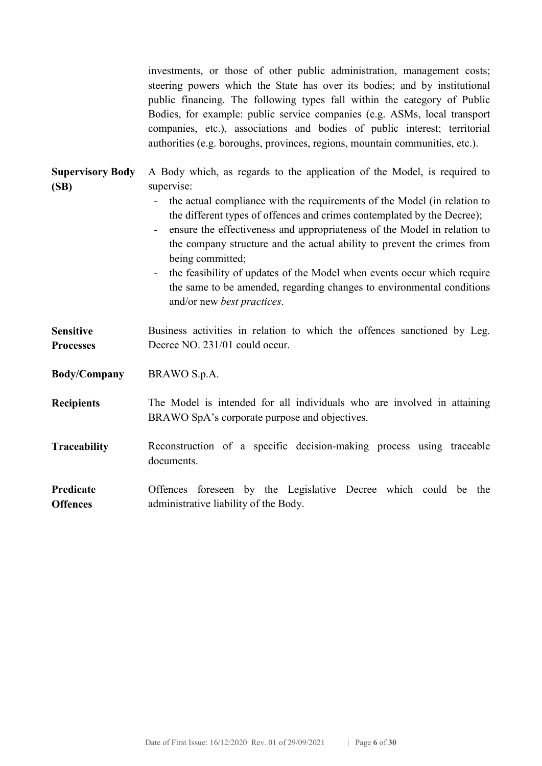investments, or those of other public administration, management costs; steering powers which the State has over its bodies; and by institutional public financing. The following types fall within the category of Public Bodies, for example: public service companies (e.g. ASMs, local transport companies, etc.), associations and bodies of public interest; territorial authorities (e.g. boroughs, provinces, regions, mountain communities, etc.).

**Supervisory Body (SB)** A Body which, as regards to the application of the Model, is required to supervise:

- the actual compliance with the requirements of the Model (in relation to the different types of offences and crimes contemplated by the Decree);
- ensure the effectiveness and appropriateness of the Model in relation to the company structure and the actual ability to prevent the crimes from being committed;
- the feasibility of updates of the Model when events occur which require the same to be amended, regarding changes to environmental conditions and/or new *best practices*.

**Sensitive Processes** Business activities in relation to which the offences sanctioned by Leg. Decree NO. 231/01 could occur.

**Body/Company** BRAWO S.p.A.

**Recipients** The Model is intended for all individuals who are involved in attaining BRAWO SpA's corporate purpose and objectives.

**Traceability** Reconstruction of a specific decision-making process using traceable documents.

**Predicate Offences** Offences foreseen by the Legislative Decree which could be the administrative liability of the Body.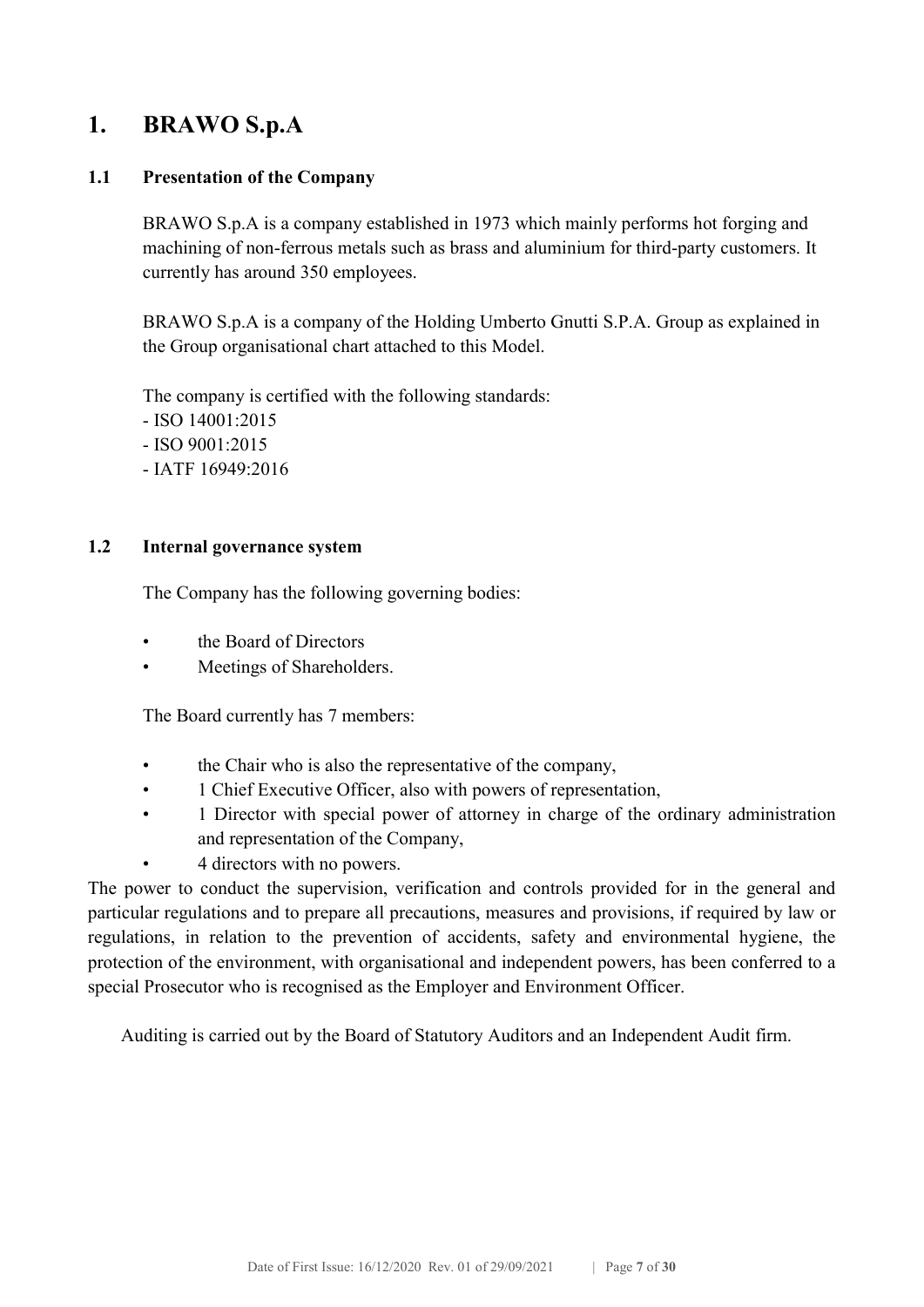# 1. BRAWO S.p.A

## 1.1 Presentation of the Company

BRAWO S.p.A is a company established in 1973 which mainly performs hot forging and machining of non-ferrous metals such as brass and aluminium for third-party customers. It currently has around 350 employees.

BRAWO S.p.A is a company of the Holding Umberto Gnutti S.P.A. Group as explained in the Group organisational chart attached to this Model.

The company is certified with the following standards:
- ISO 14001:2015
- ISO 9001:2015
- IATF 16949:2016

## 1.2 Internal governance system

The Company has the following governing bodies:

- the Board of Directors
- Meetings of Shareholders.

The Board currently has 7 members:

- the Chair who is also the representative of the company,
- 1 Chief Executive Officer, also with powers of representation,
- 1 Director with special power of attorney in charge of the ordinary administration and representation of the Company,
- 4 directors with no powers.

The power to conduct the supervision, verification and controls provided for in the general and particular regulations and to prepare all precautions, measures and provisions, if required by law or regulations, in relation to the prevention of accidents, safety and environmental hygiene, the protection of the environment, with organisational and independent powers, has been conferred to a special Prosecutor who is recognised as the Employer and Environment Officer.

Auditing is carried out by the Board of Statutory Auditors and an Independent Audit firm.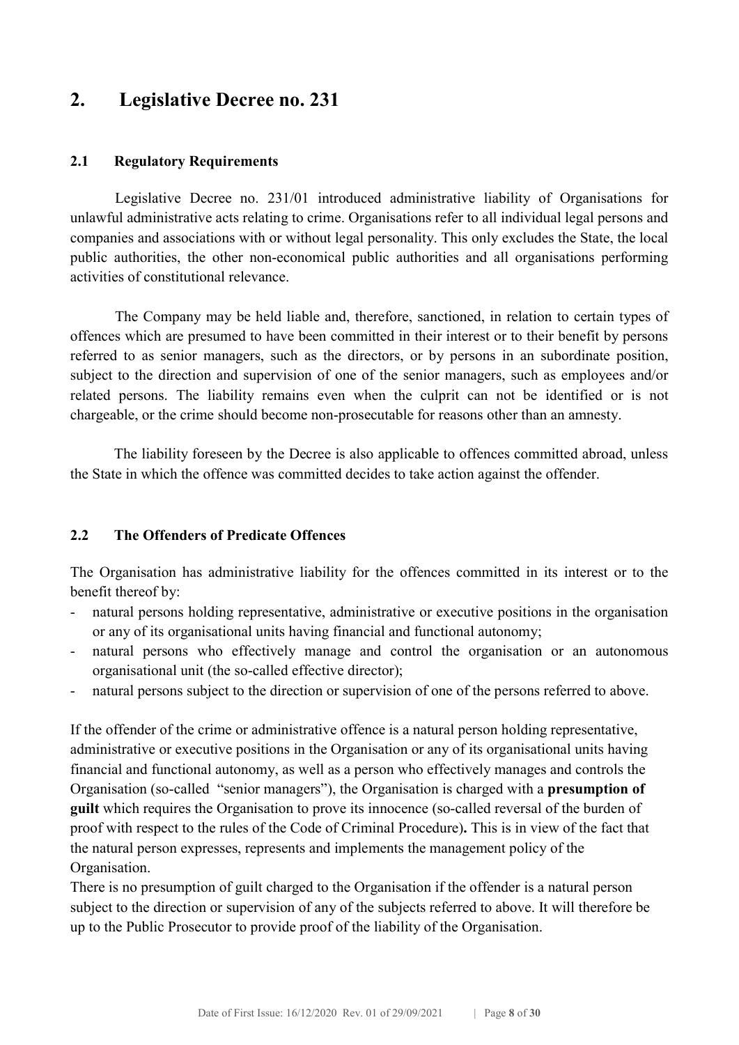## 2. Legislative Decree no. 231

### 2.1 Regulatory Requirements

Legislative Decree no. 231/01 introduced administrative liability of Organisations for unlawful administrative acts relating to crime. Organisations refer to all individual legal persons and companies and associations with or without legal personality. This only excludes the State, the local public authorities, the other non-economical public authorities and all organisations performing activities of constitutional relevance.

The Company may be held liable and, therefore, sanctioned, in relation to certain types of offences which are presumed to have been committed in their interest or to their benefit by persons referred to as senior managers, such as the directors, or by persons in an subordinate position, subject to the direction and supervision of one of the senior managers, such as employees and/or related persons. The liability remains even when the culprit can not be identified or is not chargeable, or the crime should become non-prosecutable for reasons other than an amnesty.

The liability foreseen by the Decree is also applicable to offences committed abroad, unless the State in which the offence was committed decides to take action against the offender.

### 2.2 The Offenders of Predicate Offences

The Organisation has administrative liability for the offences committed in its interest or to the benefit thereof by:

- natural persons holding representative, administrative or executive positions in the organisation or any of its organisational units having financial and functional autonomy;
- natural persons who effectively manage and control the organisation or an autonomous organisational unit (the so-called effective director);
- natural persons subject to the direction or supervision of one of the persons referred to above.

If the offender of the crime or administrative offence is a natural person holding representative, administrative or executive positions in the Organisation or any of its organisational units having financial and functional autonomy, as well as a person who effectively manages and controls the Organisation (so-called "senior managers"), the Organisation is charged with a **presumption of guilt** which requires the Organisation to prove its innocence (so-called reversal of the burden of proof with respect to the rules of the Code of Criminal Procedure)**.** This is in view of the fact that the natural person expresses, represents and implements the management policy of the Organisation.

There is no presumption of guilt charged to the Organisation if the offender is a natural person subject to the direction or supervision of any of the subjects referred to above. It will therefore be up to the Public Prosecutor to provide proof of the liability of the Organisation.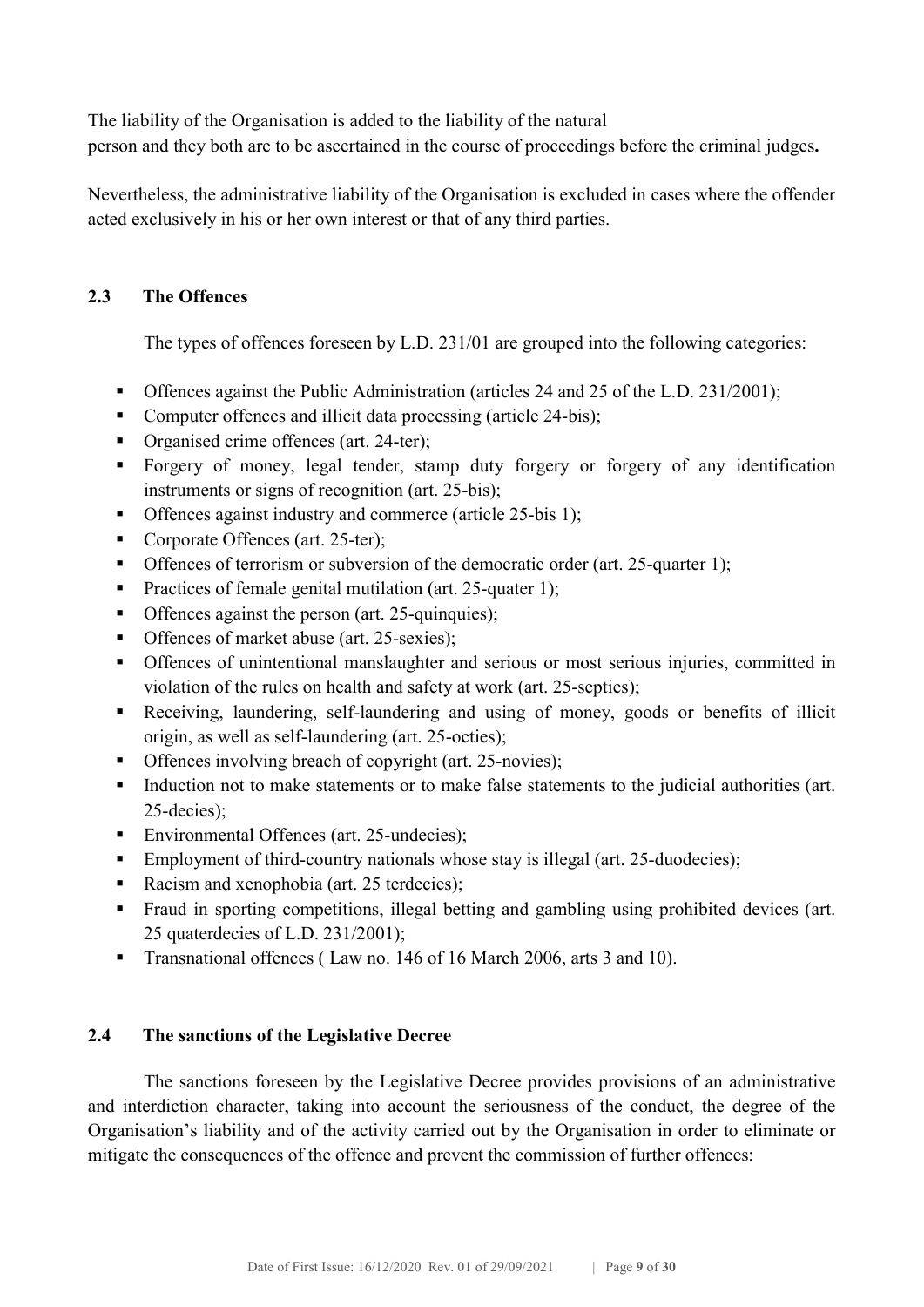The liability of the Organisation is added to the liability of the natural
person and they both are to be ascertained in the course of proceedings before the criminal judges**.**

Nevertheless, the administrative liability of the Organisation is excluded in cases where the offender acted exclusively in his or her own interest or that of any third parties.

## 2.3 The Offences

The types of offences foreseen by L.D. 231/01 are grouped into the following categories:

- Offences against the Public Administration (articles 24 and 25 of the L.D. 231/2001);
- Computer offences and illicit data processing (article 24-bis);
- Organised crime offences (art. 24-ter);
- Forgery of money, legal tender, stamp duty forgery or forgery of any identification instruments or signs of recognition (art. 25-bis);
- Offences against industry and commerce (article 25-bis 1);
- Corporate Offences (art. 25-ter);
- Offences of terrorism or subversion of the democratic order (art. 25-quarter 1);
- Practices of female genital mutilation (art. 25-quater 1);
- Offences against the person (art. 25-quinquies);
- Offences of market abuse (art. 25-sexies);
- Offences of unintentional manslaughter and serious or most serious injuries, committed in violation of the rules on health and safety at work (art. 25-septies);
- Receiving, laundering, self-laundering and using of money, goods or benefits of illicit origin, as well as self-laundering (art. 25-octies);
- Offences involving breach of copyright (art. 25-novies);
- Induction not to make statements or to make false statements to the judicial authorities (art. 25-decies);
- Environmental Offences (art. 25-undecies);
- Employment of third-country nationals whose stay is illegal (art. 25-duodecies);
- Racism and xenophobia (art. 25 terdecies);
- Fraud in sporting competitions, illegal betting and gambling using prohibited devices (art. 25 quaterdecies of L.D. 231/2001);
- Transnational offences ( Law no. 146 of 16 March 2006, arts 3 and 10).

## 2.4 The sanctions of the Legislative Decree

The sanctions foreseen by the Legislative Decree provides provisions of an administrative and interdiction character, taking into account the seriousness of the conduct, the degree of the Organisation's liability and of the activity carried out by the Organisation in order to eliminate or mitigate the consequences of the offence and prevent the commission of further offences: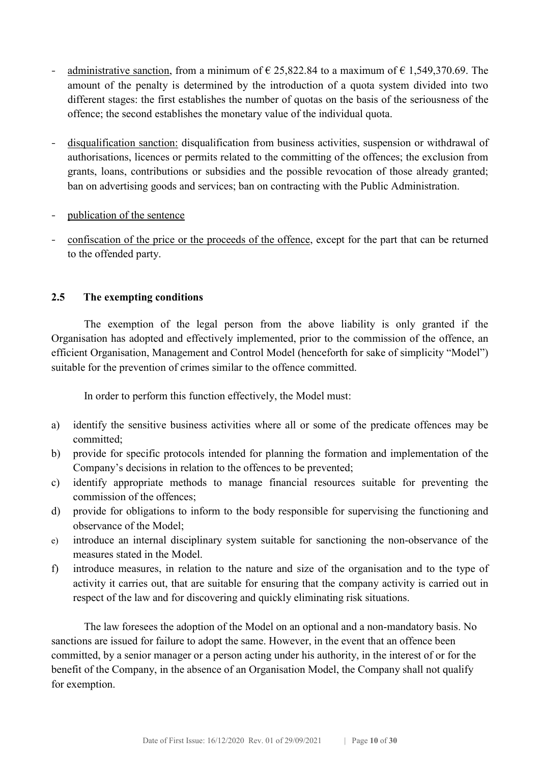- <u>administrative sanction</u>, from a minimum of € 25,822.84 to a maximum of € 1,549,370.69. The amount of the penalty is determined by the introduction of a quota system divided into two different stages: the first establishes the number of quotas on the basis of the seriousness of the offence; the second establishes the monetary value of the individual quota.

- <u>disqualification sanction:</u> disqualification from business activities, suspension or withdrawal of authorisations, licences or permits related to the committing of the offences; the exclusion from grants, loans, contributions or subsidies and the possible revocation of those already granted; ban on advertising goods and services; ban on contracting with the Public Administration.

- <u>publication of the sentence</u>

- <u>confiscation of the price or the proceeds of the offence</u>, except for the part that can be returned to the offended party.

## 2.5 The exempting conditions

The exemption of the legal person from the above liability is only granted if the Organisation has adopted and effectively implemented, prior to the commission of the offence, an efficient Organisation, Management and Control Model (henceforth for sake of simplicity "Model") suitable for the prevention of crimes similar to the offence committed.

In order to perform this function effectively, the Model must:

a) identify the sensitive business activities where all or some of the predicate offences may be committed;
b) provide for specific protocols intended for planning the formation and implementation of the Company's decisions in relation to the offences to be prevented;
c) identify appropriate methods to manage financial resources suitable for preventing the commission of the offences;
d) provide for obligations to inform to the body responsible for supervising the functioning and observance of the Model;
e) introduce an internal disciplinary system suitable for sanctioning the non-observance of the measures stated in the Model.
f) introduce measures, in relation to the nature and size of the organisation and to the type of activity it carries out, that are suitable for ensuring that the company activity is carried out in respect of the law and for discovering and quickly eliminating risk situations.

The law foresees the adoption of the Model on an optional and a non-mandatory basis. No sanctions are issued for failure to adopt the same. However, in the event that an offence been committed, by a senior manager or a person acting under his authority, in the interest of or for the benefit of the Company, in the absence of an Organisation Model, the Company shall not qualify for exemption.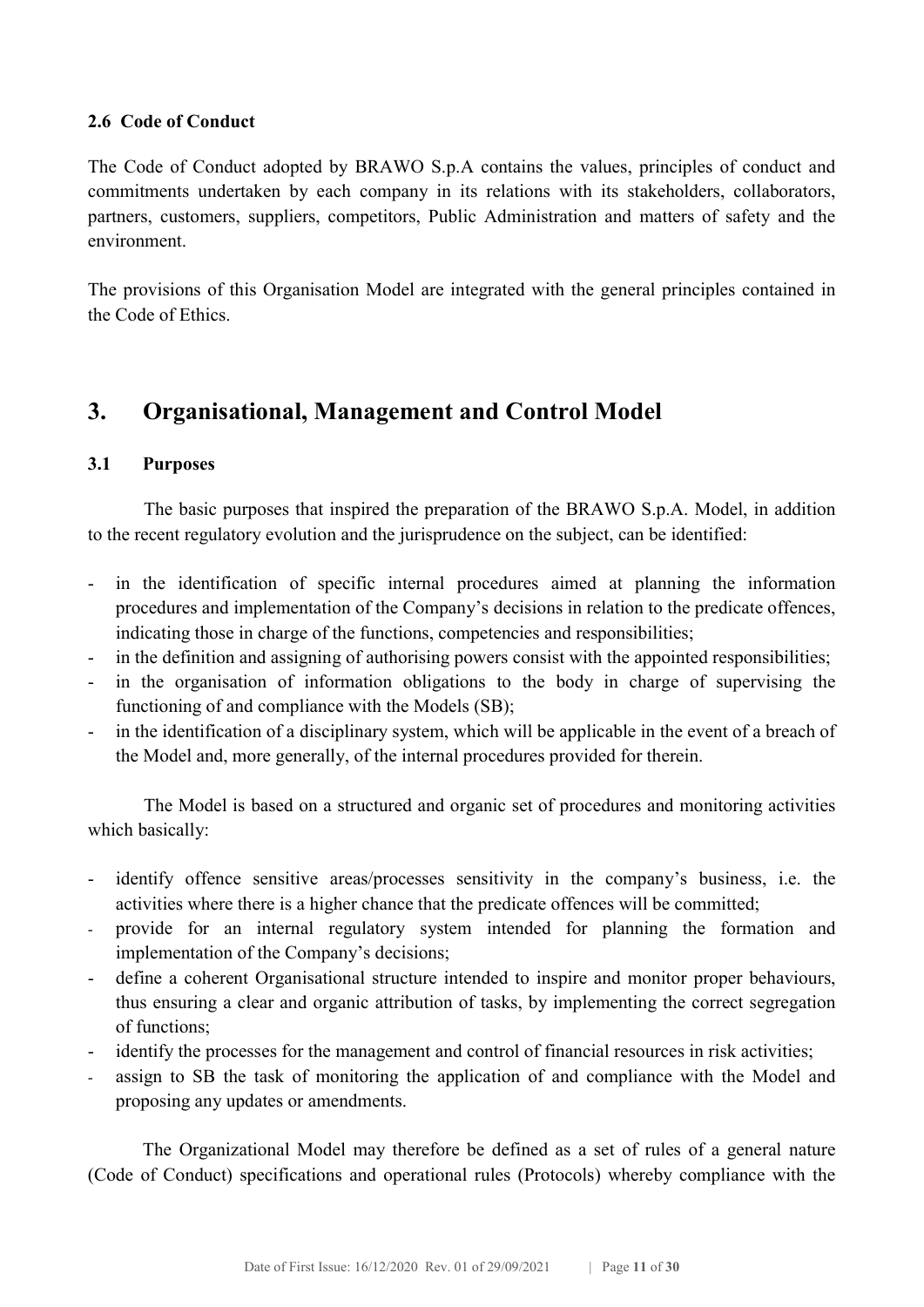### 2.6 Code of Conduct

The Code of Conduct adopted by BRAWO S.p.A contains the values, principles of conduct and commitments undertaken by each company in its relations with its stakeholders, collaborators, partners, customers, suppliers, competitors, Public Administration and matters of safety and the environment.

The provisions of this Organisation Model are integrated with the general principles contained in the Code of Ethics.

## 3. Organisational, Management and Control Model

### 3.1 Purposes

The basic purposes that inspired the preparation of the BRAWO S.p.A. Model, in addition to the recent regulatory evolution and the jurisprudence on the subject, can be identified:

- in the identification of specific internal procedures aimed at planning the information procedures and implementation of the Company's decisions in relation to the predicate offences, indicating those in charge of the functions, competencies and responsibilities;
- in the definition and assigning of authorising powers consist with the appointed responsibilities;
- in the organisation of information obligations to the body in charge of supervising the functioning of and compliance with the Models (SB);
- in the identification of a disciplinary system, which will be applicable in the event of a breach of the Model and, more generally, of the internal procedures provided for therein.

The Model is based on a structured and organic set of procedures and monitoring activities which basically:

- identify offence sensitive areas/processes sensitivity in the company's business, i.e. the activities where there is a higher chance that the predicate offences will be committed;
- provide for an internal regulatory system intended for planning the formation and implementation of the Company's decisions;
- define a coherent Organisational structure intended to inspire and monitor proper behaviours, thus ensuring a clear and organic attribution of tasks, by implementing the correct segregation of functions;
- identify the processes for the management and control of financial resources in risk activities;
- assign to SB the task of monitoring the application of and compliance with the Model and proposing any updates or amendments.

The Organizational Model may therefore be defined as a set of rules of a general nature (Code of Conduct) specifications and operational rules (Protocols) whereby compliance with the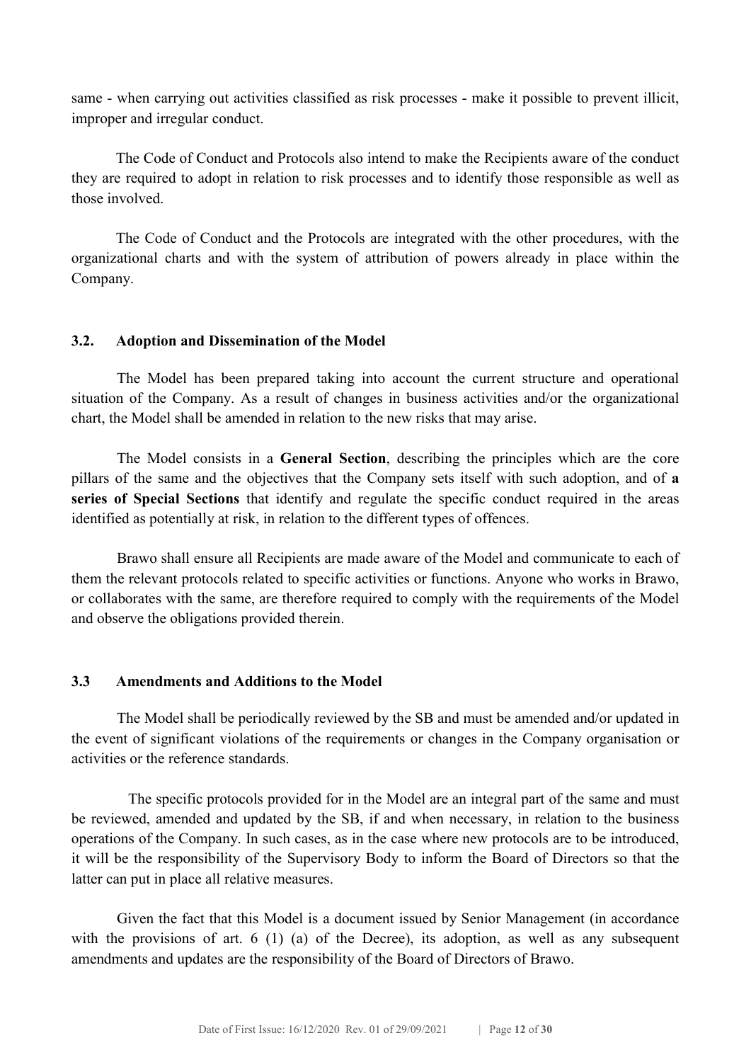same - when carrying out activities classified as risk processes - make it possible to prevent illicit, improper and irregular conduct.

The Code of Conduct and Protocols also intend to make the Recipients aware of the conduct they are required to adopt in relation to risk processes and to identify those responsible as well as those involved.

The Code of Conduct and the Protocols are integrated with the other procedures, with the organizational charts and with the system of attribution of powers already in place within the Company.

### 3.2. Adoption and Dissemination of the Model

The Model has been prepared taking into account the current structure and operational situation of the Company. As a result of changes in business activities and/or the organizational chart, the Model shall be amended in relation to the new risks that may arise.

The Model consists in a **General Section**, describing the principles which are the core pillars of the same and the objectives that the Company sets itself with such adoption, and of **a series of Special Sections** that identify and regulate the specific conduct required in the areas identified as potentially at risk, in relation to the different types of offences.

Brawo shall ensure all Recipients are made aware of the Model and communicate to each of them the relevant protocols related to specific activities or functions. Anyone who works in Brawo, or collaborates with the same, are therefore required to comply with the requirements of the Model and observe the obligations provided therein.

### 3.3 Amendments and Additions to the Model

The Model shall be periodically reviewed by the SB and must be amended and/or updated in the event of significant violations of the requirements or changes in the Company organisation or activities or the reference standards.

The specific protocols provided for in the Model are an integral part of the same and must be reviewed, amended and updated by the SB, if and when necessary, in relation to the business operations of the Company. In such cases, as in the case where new protocols are to be introduced, it will be the responsibility of the Supervisory Body to inform the Board of Directors so that the latter can put in place all relative measures.

Given the fact that this Model is a document issued by Senior Management (in accordance with the provisions of art. 6 (1) (a) of the Decree), its adoption, as well as any subsequent amendments and updates are the responsibility of the Board of Directors of Brawo.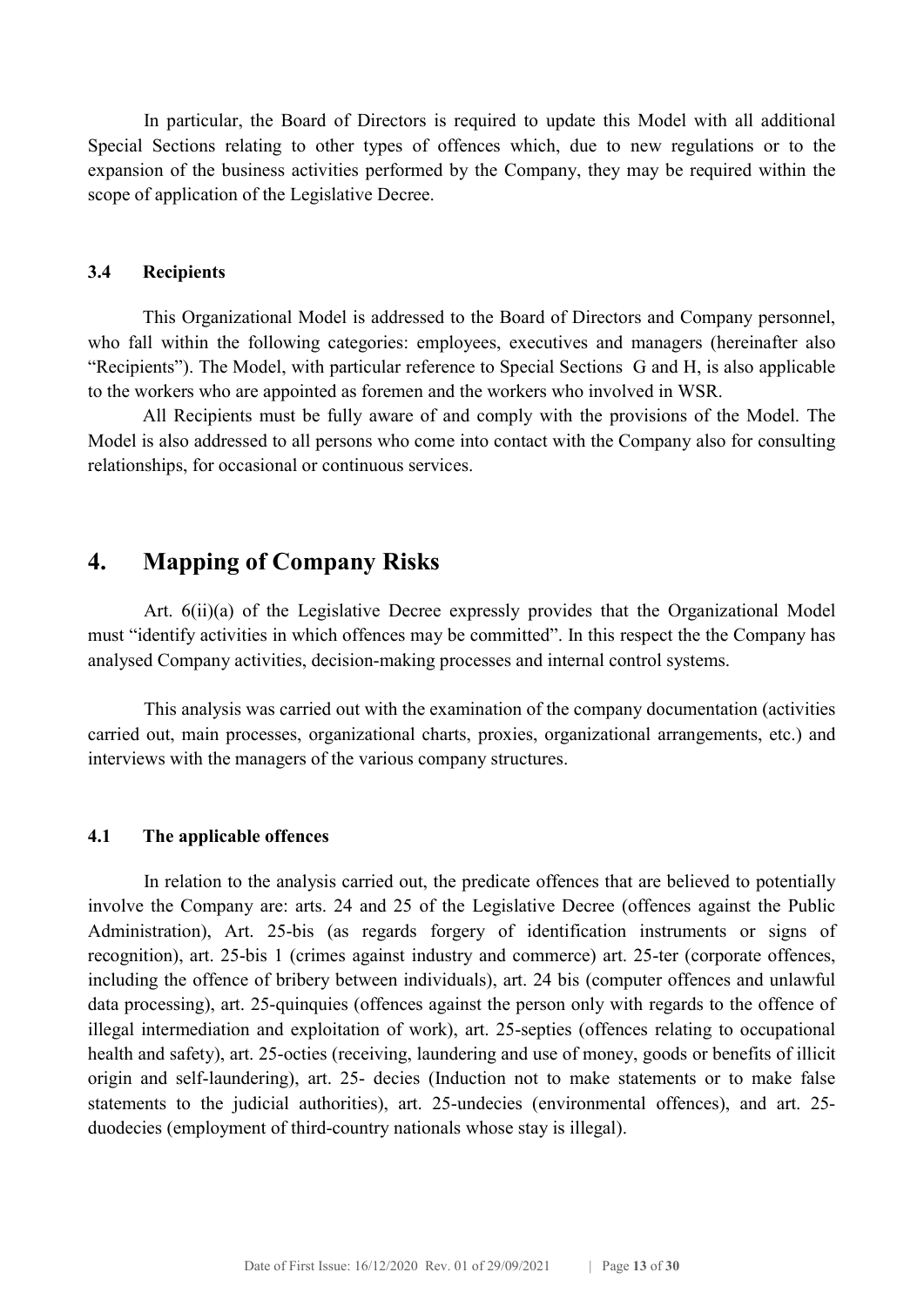In particular, the Board of Directors is required to update this Model with all additional Special Sections relating to other types of offences which, due to new regulations or to the expansion of the business activities performed by the Company, they may be required within the scope of application of the Legislative Decree.

### 3.4 Recipients

This Organizational Model is addressed to the Board of Directors and Company personnel, who fall within the following categories: employees, executives and managers (hereinafter also "Recipients"). The Model, with particular reference to Special Sections G and H, is also applicable to the workers who are appointed as foremen and the workers who involved in WSR.

All Recipients must be fully aware of and comply with the provisions of the Model. The Model is also addressed to all persons who come into contact with the Company also for consulting relationships, for occasional or continuous services.

## 4. Mapping of Company Risks

Art. 6(ii)(a) of the Legislative Decree expressly provides that the Organizational Model must "identify activities in which offences may be committed". In this respect the the Company has analysed Company activities, decision-making processes and internal control systems.

This analysis was carried out with the examination of the company documentation (activities carried out, main processes, organizational charts, proxies, organizational arrangements, etc.) and interviews with the managers of the various company structures.

### 4.1 The applicable offences

In relation to the analysis carried out, the predicate offences that are believed to potentially involve the Company are: arts. 24 and 25 of the Legislative Decree (offences against the Public Administration), Art. 25-bis (as regards forgery of identification instruments or signs of recognition), art. 25-bis 1 (crimes against industry and commerce) art. 25-ter (corporate offences, including the offence of bribery between individuals), art. 24 bis (computer offences and unlawful data processing), art. 25-quinquies (offences against the person only with regards to the offence of illegal intermediation and exploitation of work), art. 25-septies (offences relating to occupational health and safety), art. 25-octies (receiving, laundering and use of money, goods or benefits of illicit origin and self-laundering), art. 25- decies (Induction not to make statements or to make false statements to the judicial authorities), art. 25-undecies (environmental offences), and art. 25-duodecies (employment of third-country nationals whose stay is illegal).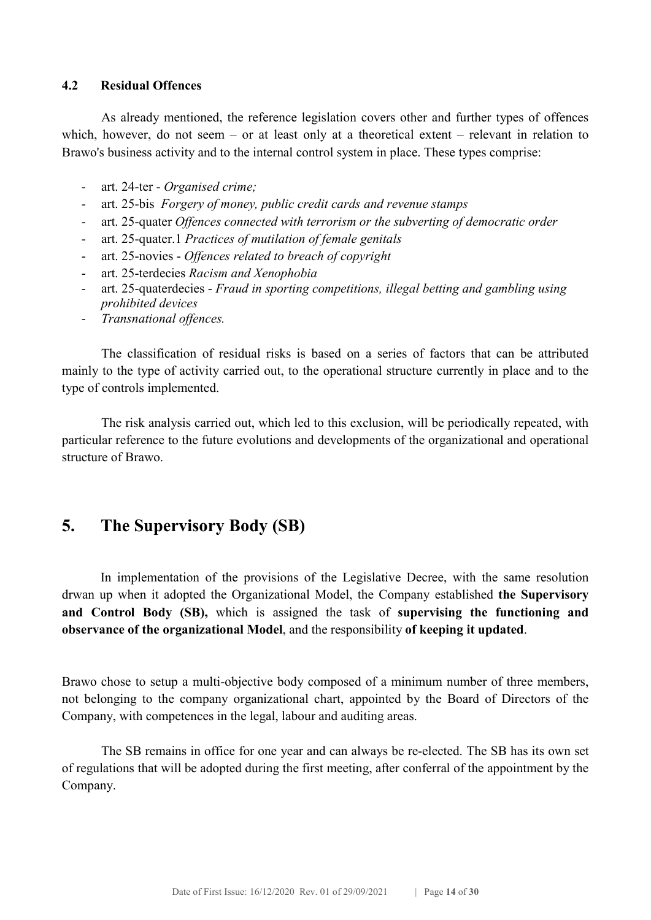### 4.2 Residual Offences

As already mentioned, the reference legislation covers other and further types of offences which, however, do not seem – or at least only at a theoretical extent – relevant in relation to Brawo's business activity and to the internal control system in place. These types comprise:

- art. 24-ter - *Organised crime;*
- art. 25-bis *Forgery of money, public credit cards and revenue stamps*
- art. 25-quater *Offences connected with terrorism or the subverting of democratic order*
- art. 25-quater.1 *Practices of mutilation of female genitals*
- art. 25-novies - *Offences related to breach of copyright*
- art. 25-terdecies *Racism and Xenophobia*
- art. 25-quaterdecies - *Fraud in sporting competitions, illegal betting and gambling using prohibited devices*
- *Transnational offences.*

The classification of residual risks is based on a series of factors that can be attributed mainly to the type of activity carried out, to the operational structure currently in place and to the type of controls implemented.

The risk analysis carried out, which led to this exclusion, will be periodically repeated, with particular reference to the future evolutions and developments of the organizational and operational structure of Brawo.

## 5. The Supervisory Body (SB)

In implementation of the provisions of the Legislative Decree, with the same resolution drwan up when it adopted the Organizational Model, the Company established **the Supervisory and Control Body (SB),** which is assigned the task of **supervising the functioning and observance of the organizational Model**, and the responsibility **of keeping it updated**.

Brawo chose to setup a multi-objective body composed of a minimum number of three members, not belonging to the company organizational chart, appointed by the Board of Directors of the Company, with competences in the legal, labour and auditing areas.

The SB remains in office for one year and can always be re-elected. The SB has its own set of regulations that will be adopted during the first meeting, after conferral of the appointment by the Company.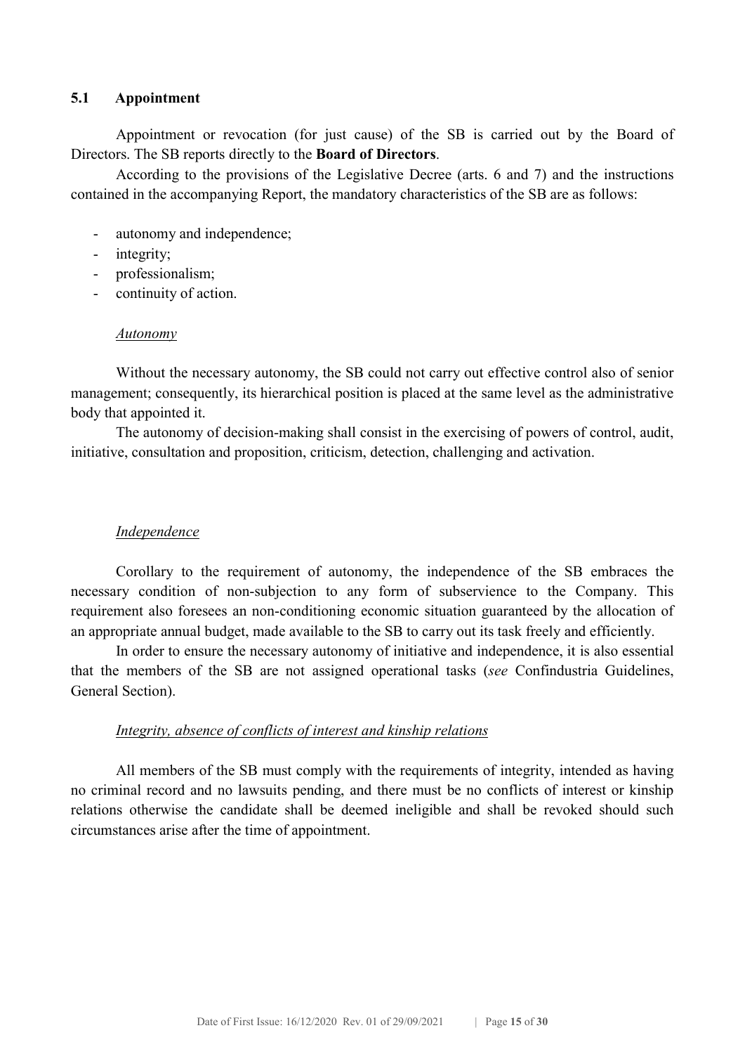### 5.1 Appointment

Appointment or revocation (for just cause) of the SB is carried out by the Board of Directors. The SB reports directly to the **Board of Directors**.

According to the provisions of the Legislative Decree (arts. 6 and 7) and the instructions contained in the accompanying Report, the mandatory characteristics of the SB are as follows:

- autonomy and independence;
- integrity;
- professionalism;
- continuity of action.

*Autonomy*

Without the necessary autonomy, the SB could not carry out effective control also of senior management; consequently, its hierarchical position is placed at the same level as the administrative body that appointed it.

The autonomy of decision-making shall consist in the exercising of powers of control, audit, initiative, consultation and proposition, criticism, detection, challenging and activation.

*Independence*

Corollary to the requirement of autonomy, the independence of the SB embraces the necessary condition of non-subjection to any form of subservience to the Company. This requirement also foresees an non-conditioning economic situation guaranteed by the allocation of an appropriate annual budget, made available to the SB to carry out its task freely and efficiently.

In order to ensure the necessary autonomy of initiative and independence, it is also essential that the members of the SB are not assigned operational tasks (*see* Confindustria Guidelines, General Section).

*Integrity, absence of conflicts of interest and kinship relations*

All members of the SB must comply with the requirements of integrity, intended as having no criminal record and no lawsuits pending, and there must be no conflicts of interest or kinship relations otherwise the candidate shall be deemed ineligible and shall be revoked should such circumstances arise after the time of appointment.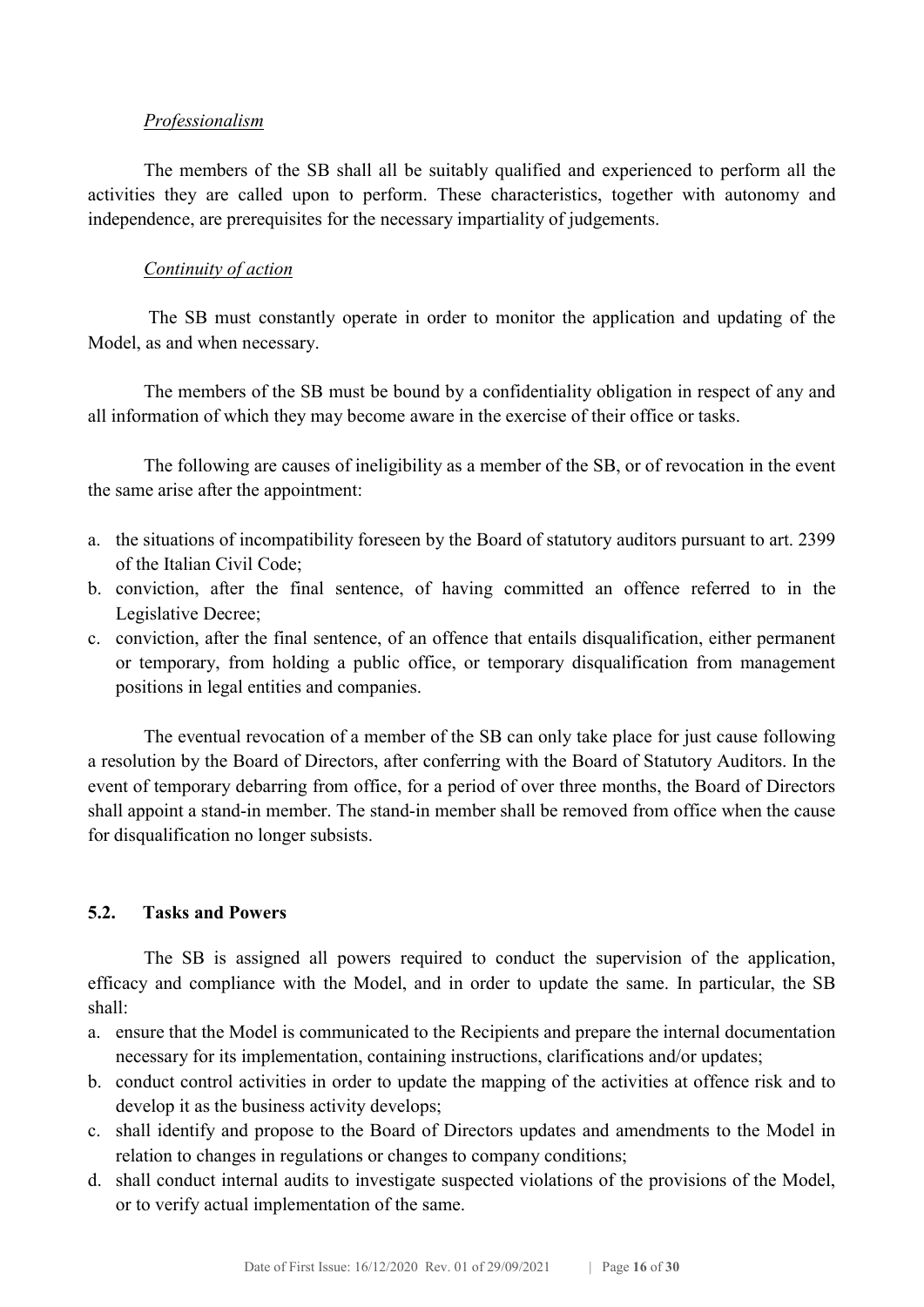*Professionalism*

The members of the SB shall all be suitably qualified and experienced to perform all the activities they are called upon to perform. These characteristics, together with autonomy and independence, are prerequisites for the necessary impartiality of judgements.

*Continuity of action*

The SB must constantly operate in order to monitor the application and updating of the Model, as and when necessary.

The members of the SB must be bound by a confidentiality obligation in respect of any and all information of which they may become aware in the exercise of their office or tasks.

The following are causes of ineligibility as a member of the SB, or of revocation in the event the same arise after the appointment:

a. the situations of incompatibility foreseen by the Board of statutory auditors pursuant to art. 2399 of the Italian Civil Code;
b. conviction, after the final sentence, of having committed an offence referred to in the Legislative Decree;
c. conviction, after the final sentence, of an offence that entails disqualification, either permanent or temporary, from holding a public office, or temporary disqualification from management positions in legal entities and companies.

The eventual revocation of a member of the SB can only take place for just cause following a resolution by the Board of Directors, after conferring with the Board of Statutory Auditors. In the event of temporary debarring from office, for a period of over three months, the Board of Directors shall appoint a stand-in member. The stand-in member shall be removed from office when the cause for disqualification no longer subsists.

### 5.2. Tasks and Powers

The SB is assigned all powers required to conduct the supervision of the application, efficacy and compliance with the Model, and in order to update the same. In particular, the SB shall:

a. ensure that the Model is communicated to the Recipients and prepare the internal documentation necessary for its implementation, containing instructions, clarifications and/or updates;
b. conduct control activities in order to update the mapping of the activities at offence risk and to develop it as the business activity develops;
c. shall identify and propose to the Board of Directors updates and amendments to the Model in relation to changes in regulations or changes to company conditions;
d. shall conduct internal audits to investigate suspected violations of the provisions of the Model, or to verify actual implementation of the same.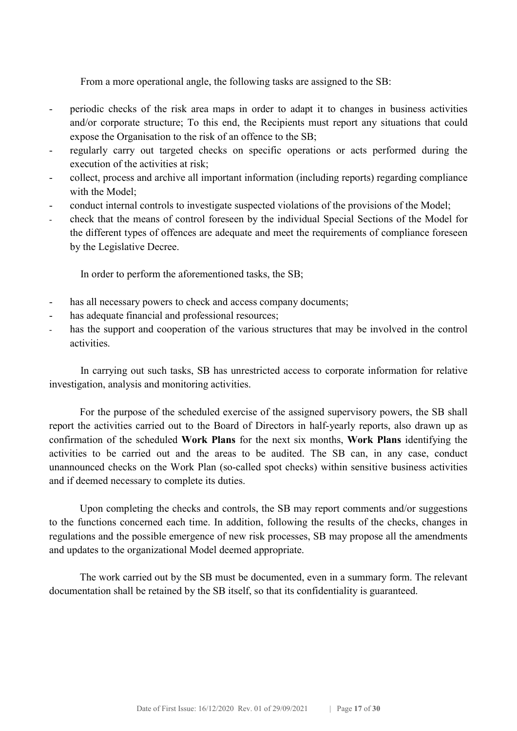From a more operational angle, the following tasks are assigned to the SB:

- periodic checks of the risk area maps in order to adapt it to changes in business activities and/or corporate structure; To this end, the Recipients must report any situations that could expose the Organisation to the risk of an offence to the SB;
- regularly carry out targeted checks on specific operations or acts performed during the execution of the activities at risk;
- collect, process and archive all important information (including reports) regarding compliance with the Model;
- conduct internal controls to investigate suspected violations of the provisions of the Model;
- check that the means of control foreseen by the individual Special Sections of the Model for the different types of offences are adequate and meet the requirements of compliance foreseen by the Legislative Decree.

In order to perform the aforementioned tasks, the SB;

- has all necessary powers to check and access company documents;
- has adequate financial and professional resources;
- has the support and cooperation of the various structures that may be involved in the control activities.

In carrying out such tasks, SB has unrestricted access to corporate information for relative investigation, analysis and monitoring activities.

For the purpose of the scheduled exercise of the assigned supervisory powers, the SB shall report the activities carried out to the Board of Directors in half-yearly reports, also drawn up as confirmation of the scheduled **Work Plans** for the next six months, **Work Plans** identifying the activities to be carried out and the areas to be audited. The SB can, in any case, conduct unannounced checks on the Work Plan (so-called spot checks) within sensitive business activities and if deemed necessary to complete its duties.

Upon completing the checks and controls, the SB may report comments and/or suggestions to the functions concerned each time. In addition, following the results of the checks, changes in regulations and the possible emergence of new risk processes, SB may propose all the amendments and updates to the organizational Model deemed appropriate.

The work carried out by the SB must be documented, even in a summary form. The relevant documentation shall be retained by the SB itself, so that its confidentiality is guaranteed.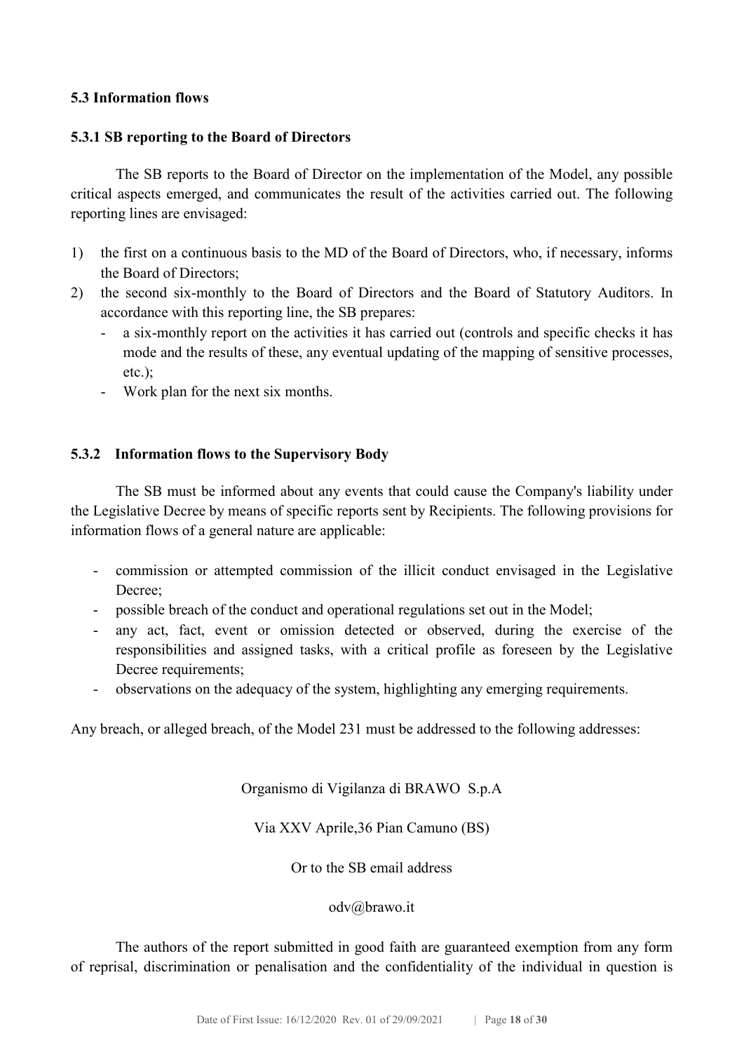### 5.3 Information flows

#### 5.3.1 SB reporting to the Board of Directors

The SB reports to the Board of Director on the implementation of the Model, any possible critical aspects emerged, and communicates the result of the activities carried out. The following reporting lines are envisaged:

1) the first on a continuous basis to the MD of the Board of Directors, who, if necessary, informs the Board of Directors;
2) the second six-monthly to the Board of Directors and the Board of Statutory Auditors. In accordance with this reporting line, the SB prepares:
   - a six-monthly report on the activities it has carried out (controls and specific checks it has mode and the results of these, any eventual updating of the mapping of sensitive processes, etc.);
   - Work plan for the next six months.

#### 5.3.2 Information flows to the Supervisory Body

The SB must be informed about any events that could cause the Company's liability under the Legislative Decree by means of specific reports sent by Recipients. The following provisions for information flows of a general nature are applicable:

- commission or attempted commission of the illicit conduct envisaged in the Legislative Decree;
- possible breach of the conduct and operational regulations set out in the Model;
- any act, fact, event or omission detected or observed, during the exercise of the responsibilities and assigned tasks, with a critical profile as foreseen by the Legislative Decree requirements;
- observations on the adequacy of the system, highlighting any emerging requirements.

Any breach, or alleged breach, of the Model 231 must be addressed to the following addresses:

Organismo di Vigilanza di BRAWO S.p.A

Via XXV Aprile,36 Pian Camuno (BS)

Or to the SB email address

odv@brawo.it

The authors of the report submitted in good faith are guaranteed exemption from any form of reprisal, discrimination or penalisation and the confidentiality of the individual in question is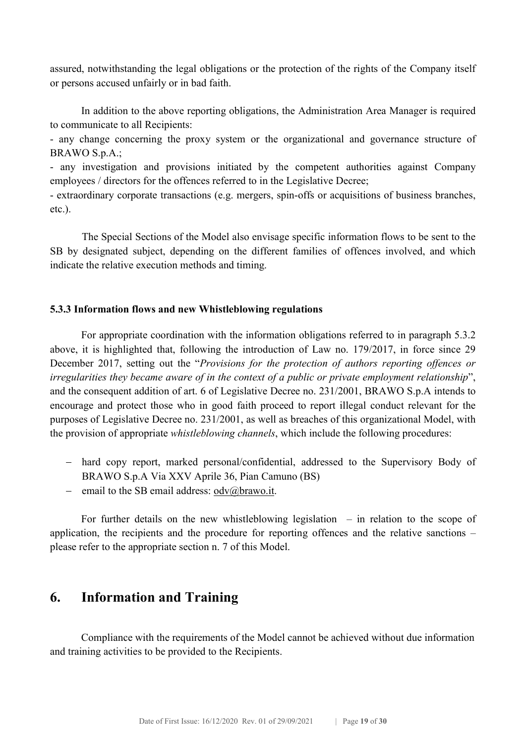assured, notwithstanding the legal obligations or the protection of the rights of the Company itself or persons accused unfairly or in bad faith.

In addition to the above reporting obligations, the Administration Area Manager is required to communicate to all Recipients:

- any change concerning the proxy system or the organizational and governance structure of BRAWO S.p.A.;
- any investigation and provisions initiated by the competent authorities against Company employees / directors for the offences referred to in the Legislative Decree;
- extraordinary corporate transactions (e.g. mergers, spin-offs or acquisitions of business branches, etc.).

The Special Sections of the Model also envisage specific information flows to be sent to the SB by designated subject, depending on the different families of offences involved, and which indicate the relative execution methods and timing.

### 5.3.3 Information flows and new Whistleblowing regulations

For appropriate coordination with the information obligations referred to in paragraph 5.3.2 above, it is highlighted that, following the introduction of Law no. 179/2017, in force since 29 December 2017, setting out the "*Provisions for the protection of authors reporting offences or irregularities they became aware of in the context of a public or private employment relationship*", and the consequent addition of art. 6 of Legislative Decree no. 231/2001, BRAWO S.p.A intends to encourage and protect those who in good faith proceed to report illegal conduct relevant for the purposes of Legislative Decree no. 231/2001, as well as breaches of this organizational Model, with the provision of appropriate *whistleblowing channels*, which include the following procedures:

- hard copy report, marked personal/confidential, addressed to the Supervisory Body of BRAWO S.p.A Via XXV Aprile 36, Pian Camuno (BS)
- email to the SB email address: odv@brawo.it.

For further details on the new whistleblowing legislation – in relation to the scope of application, the recipients and the procedure for reporting offences and the relative sanctions – please refer to the appropriate section n. 7 of this Model.

## 6. Information and Training

Compliance with the requirements of the Model cannot be achieved without due information and training activities to be provided to the Recipients.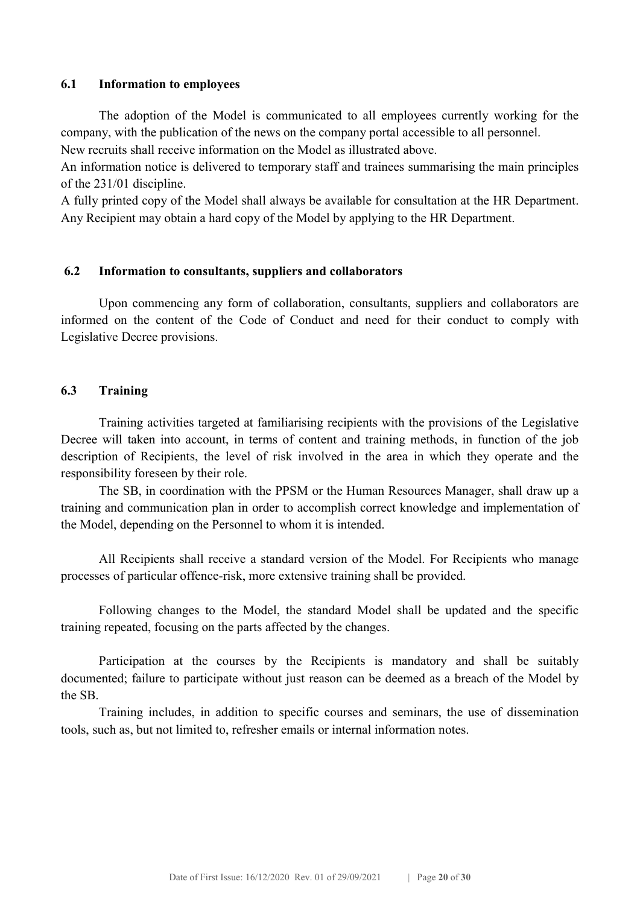### 6.1 Information to employees

The adoption of the Model is communicated to all employees currently working for the company, with the publication of the news on the company portal accessible to all personnel.

New recruits shall receive information on the Model as illustrated above.

An information notice is delivered to temporary staff and trainees summarising the main principles of the 231/01 discipline.

A fully printed copy of the Model shall always be available for consultation at the HR Department. Any Recipient may obtain a hard copy of the Model by applying to the HR Department.

### 6.2 Information to consultants, suppliers and collaborators

Upon commencing any form of collaboration, consultants, suppliers and collaborators are informed on the content of the Code of Conduct and need for their conduct to comply with Legislative Decree provisions.

### 6.3 Training

Training activities targeted at familiarising recipients with the provisions of the Legislative Decree will taken into account, in terms of content and training methods, in function of the job description of Recipients, the level of risk involved in the area in which they operate and the responsibility foreseen by their role.

The SB, in coordination with the PPSM or the Human Resources Manager, shall draw up a training and communication plan in order to accomplish correct knowledge and implementation of the Model, depending on the Personnel to whom it is intended.

All Recipients shall receive a standard version of the Model. For Recipients who manage processes of particular offence-risk, more extensive training shall be provided.

Following changes to the Model, the standard Model shall be updated and the specific training repeated, focusing on the parts affected by the changes.

Participation at the courses by the Recipients is mandatory and shall be suitably documented; failure to participate without just reason can be deemed as a breach of the Model by the SB.

Training includes, in addition to specific courses and seminars, the use of dissemination tools, such as, but not limited to, refresher emails or internal information notes.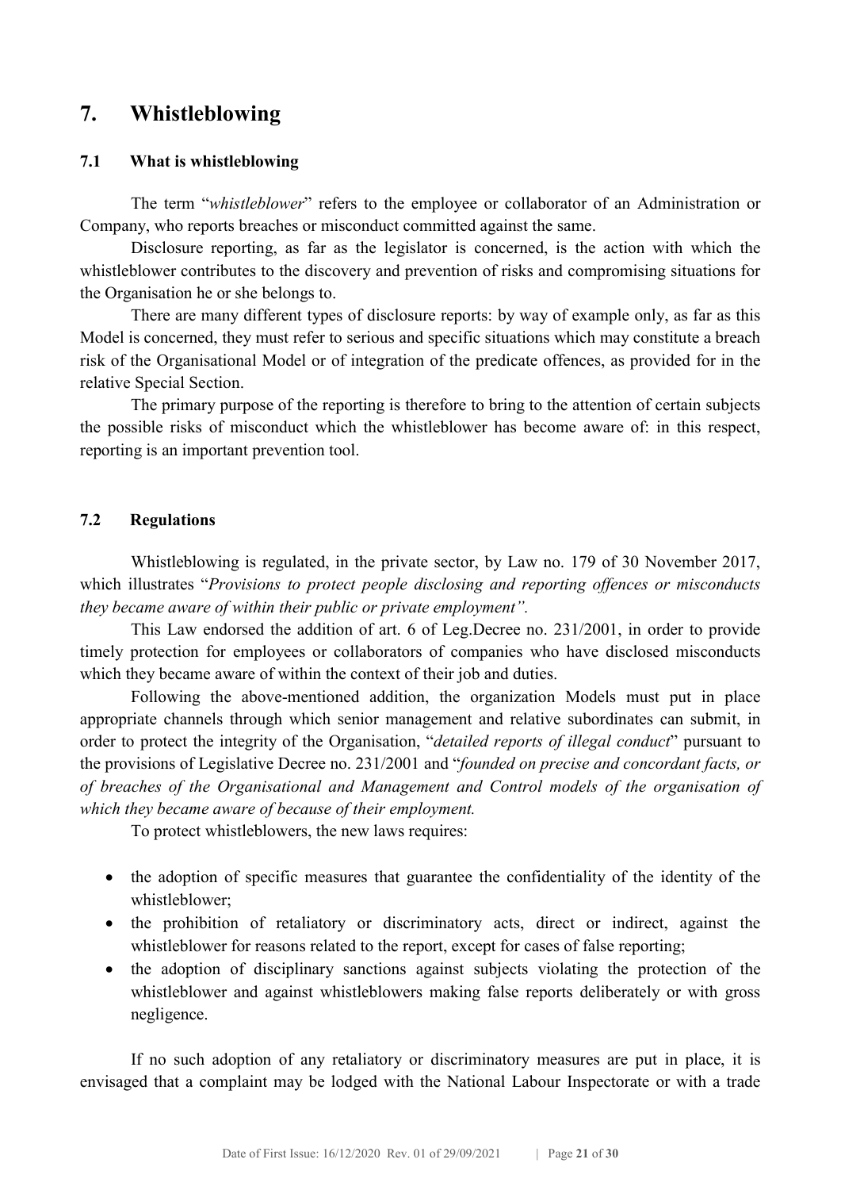# 7. Whistleblowing

## 7.1 What is whistleblowing

The term "*whistleblower*" refers to the employee or collaborator of an Administration or Company, who reports breaches or misconduct committed against the same.

Disclosure reporting, as far as the legislator is concerned, is the action with which the whistleblower contributes to the discovery and prevention of risks and compromising situations for the Organisation he or she belongs to.

There are many different types of disclosure reports: by way of example only, as far as this Model is concerned, they must refer to serious and specific situations which may constitute a breach risk of the Organisational Model or of integration of the predicate offences, as provided for in the relative Special Section.

The primary purpose of the reporting is therefore to bring to the attention of certain subjects the possible risks of misconduct which the whistleblower has become aware of: in this respect, reporting is an important prevention tool.

## 7.2 Regulations

Whistleblowing is regulated, in the private sector, by Law no. 179 of 30 November 2017, which illustrates "*Provisions to protect people disclosing and reporting offences or misconducts they became aware of within their public or private employment"*.

This Law endorsed the addition of art. 6 of Leg.Decree no. 231/2001, in order to provide timely protection for employees or collaborators of companies who have disclosed misconducts which they became aware of within the context of their job and duties.

Following the above-mentioned addition, the organization Models must put in place appropriate channels through which senior management and relative subordinates can submit, in order to protect the integrity of the Organisation, "*detailed reports of illegal conduct*" pursuant to the provisions of Legislative Decree no. 231/2001 and "*founded on precise and concordant facts, or of breaches of the Organisational and Management and Control models of the organisation of which they became aware of because of their employment.*

To protect whistleblowers, the new laws requires:

- the adoption of specific measures that guarantee the confidentiality of the identity of the whistleblower;
- the prohibition of retaliatory or discriminatory acts, direct or indirect, against the whistleblower for reasons related to the report, except for cases of false reporting;
- the adoption of disciplinary sanctions against subjects violating the protection of the whistleblower and against whistleblowers making false reports deliberately or with gross negligence.

If no such adoption of any retaliatory or discriminatory measures are put in place, it is envisaged that a complaint may be lodged with the National Labour Inspectorate or with a trade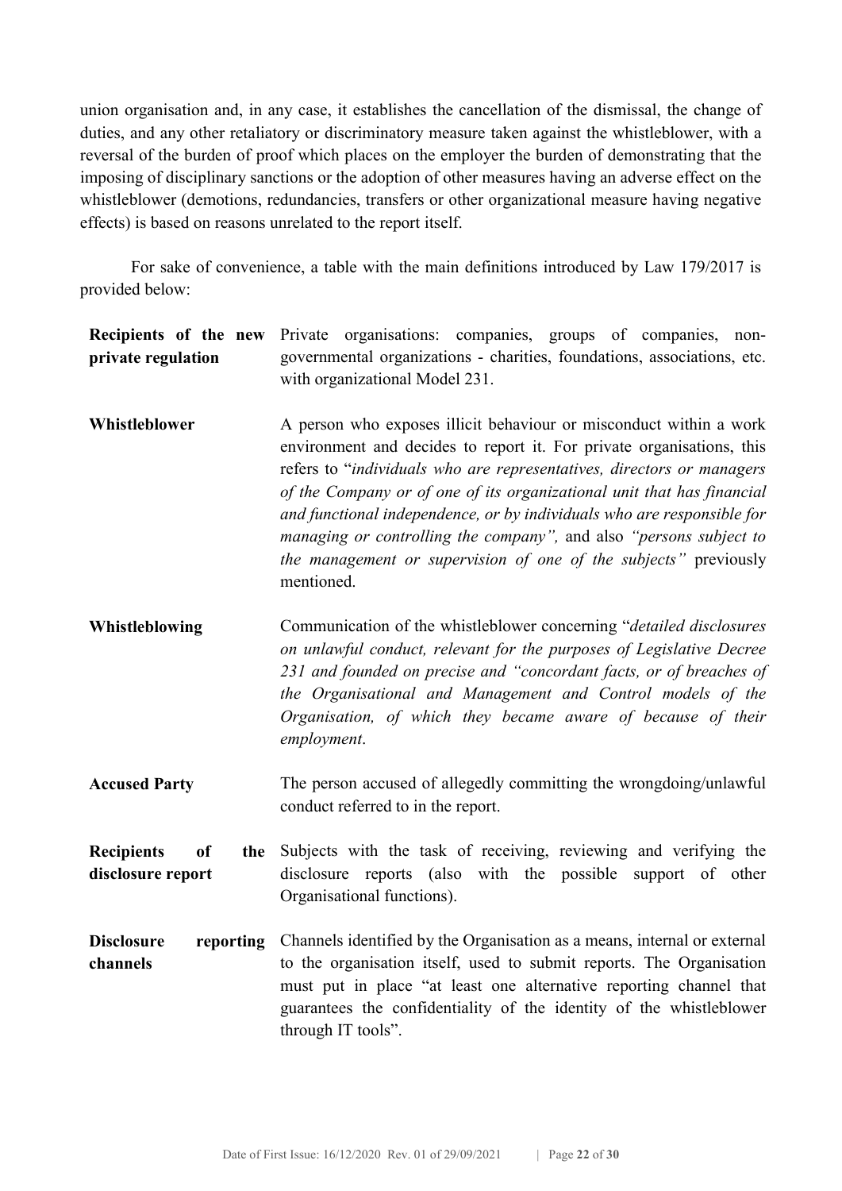union organisation and, in any case, it establishes the cancellation of the dismissal, the change of duties, and any other retaliatory or discriminatory measure taken against the whistleblower, with a reversal of the burden of proof which places on the employer the burden of demonstrating that the imposing of disciplinary sanctions or the adoption of other measures having an adverse effect on the whistleblower (demotions, redundancies, transfers or other organizational measure having negative effects) is based on reasons unrelated to the report itself.

For sake of convenience, a table with the main definitions introduced by Law 179/2017 is provided below:

| | |
|---|---|
| **Recipients of the new private regulation** | Private organisations: companies, groups of companies, non-governmental organizations - charities, foundations, associations, etc. with organizational Model 231. |
| **Whistleblower** | A person who exposes illicit behaviour or misconduct within a work environment and decides to report it. For private organisations, this refers to "*individuals who are representatives, directors or managers of the Company or of one of its organizational unit that has financial and functional independence, or by individuals who are responsible for managing or controlling the company",* and also *"persons subject to the management or supervision of one of the subjects"* previously mentioned. |
| **Whistleblowing** | Communication of the whistleblower concerning "*detailed disclosures on unlawful conduct, relevant for the purposes of Legislative Decree 231 and founded on precise and "concordant facts, or of breaches of the Organisational and Management and Control models of the Organisation, of which they became aware of because of their employment*. |
| **Accused Party** | The person accused of allegedly committing the wrongdoing/unlawful conduct referred to in the report. |
| **Recipients of the disclosure report** | Subjects with the task of receiving, reviewing and verifying the disclosure reports (also with the possible support of other Organisational functions). |
| **Disclosure reporting channels** | Channels identified by the Organisation as a means, internal or external to the organisation itself, used to submit reports. The Organisation must put in place "at least one alternative reporting channel that guarantees the confidentiality of the identity of the whistleblower through IT tools". |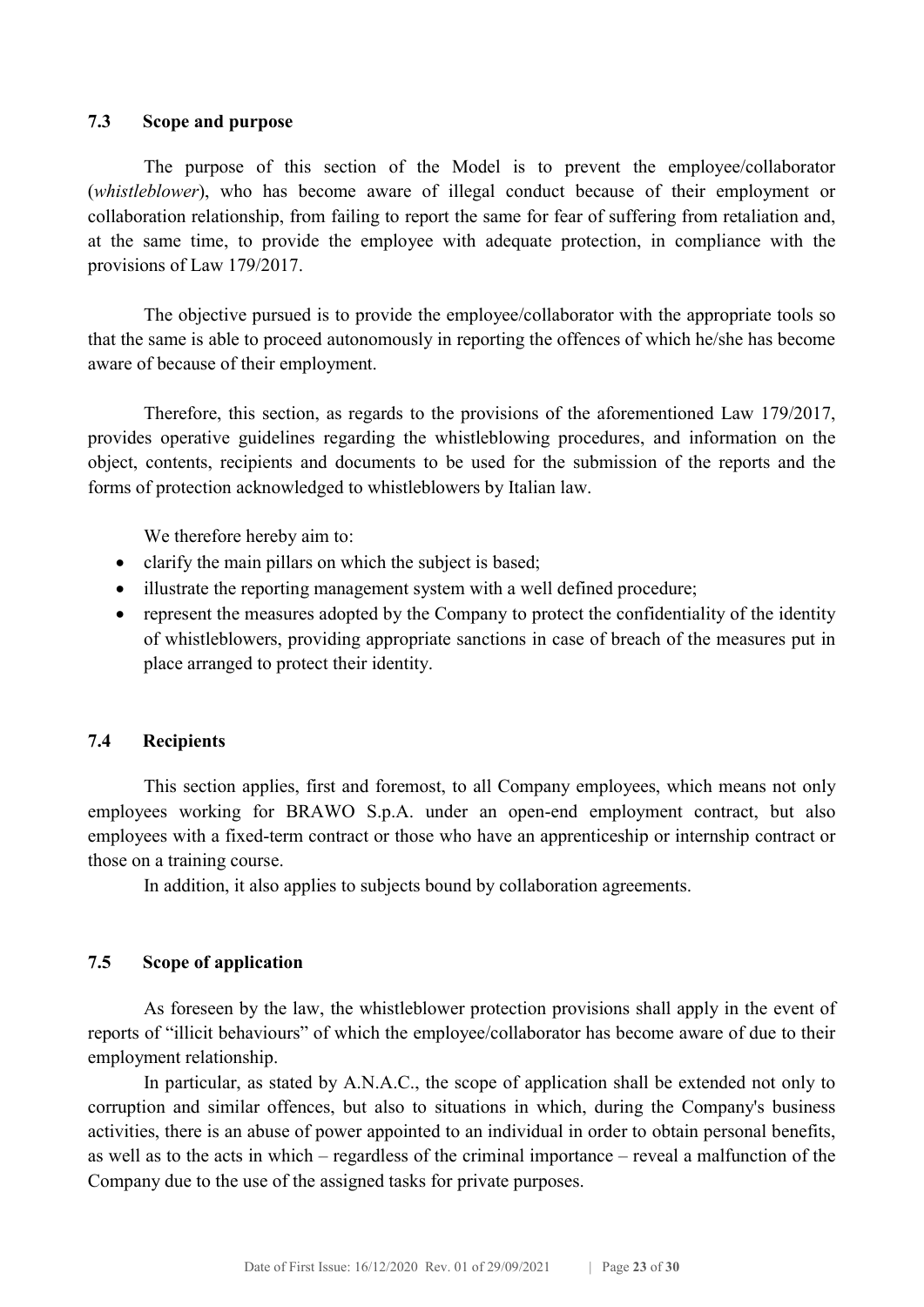### 7.3 Scope and purpose

The purpose of this section of the Model is to prevent the employee/collaborator (*whistleblower*), who has become aware of illegal conduct because of their employment or collaboration relationship, from failing to report the same for fear of suffering from retaliation and, at the same time, to provide the employee with adequate protection, in compliance with the provisions of Law 179/2017.

The objective pursued is to provide the employee/collaborator with the appropriate tools so that the same is able to proceed autonomously in reporting the offences of which he/she has become aware of because of their employment.

Therefore, this section, as regards to the provisions of the aforementioned Law 179/2017, provides operative guidelines regarding the whistleblowing procedures, and information on the object, contents, recipients and documents to be used for the submission of the reports and the forms of protection acknowledged to whistleblowers by Italian law.

We therefore hereby aim to:

- clarify the main pillars on which the subject is based;
- illustrate the reporting management system with a well defined procedure;
- represent the measures adopted by the Company to protect the confidentiality of the identity of whistleblowers, providing appropriate sanctions in case of breach of the measures put in place arranged to protect their identity.

### 7.4 Recipients

This section applies, first and foremost, to all Company employees, which means not only employees working for BRAWO S.p.A. under an open-end employment contract, but also employees with a fixed-term contract or those who have an apprenticeship or internship contract or those on a training course.

In addition, it also applies to subjects bound by collaboration agreements.

### 7.5 Scope of application

As foreseen by the law, the whistleblower protection provisions shall apply in the event of reports of "illicit behaviours" of which the employee/collaborator has become aware of due to their employment relationship.

In particular, as stated by A.N.A.C., the scope of application shall be extended not only to corruption and similar offences, but also to situations in which, during the Company's business activities, there is an abuse of power appointed to an individual in order to obtain personal benefits, as well as to the acts in which – regardless of the criminal importance – reveal a malfunction of the Company due to the use of the assigned tasks for private purposes.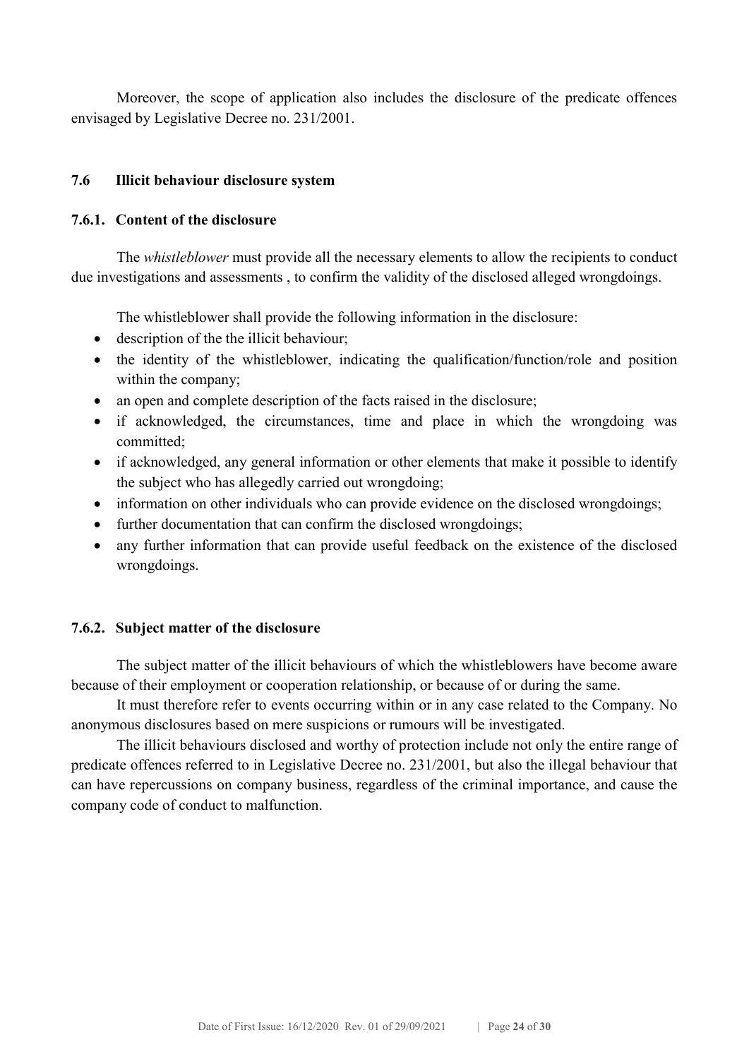Moreover, the scope of application also includes the disclosure of the predicate offences envisaged by Legislative Decree no. 231/2001.

## 7.6 Illicit behaviour disclosure system

### 7.6.1. Content of the disclosure

The *whistleblower* must provide all the necessary elements to allow the recipients to conduct due investigations and assessments , to confirm the validity of the disclosed alleged wrongdoings.

The whistleblower shall provide the following information in the disclosure:

- description of the the illicit behaviour;
- the identity of the whistleblower, indicating the qualification/function/role and position within the company;
- an open and complete description of the facts raised in the disclosure;
- if acknowledged, the circumstances, time and place in which the wrongdoing was committed;
- if acknowledged, any general information or other elements that make it possible to identify the subject who has allegedly carried out wrongdoing;
- information on other individuals who can provide evidence on the disclosed wrongdoings;
- further documentation that can confirm the disclosed wrongdoings;
- any further information that can provide useful feedback on the existence of the disclosed wrongdoings.

### 7.6.2. Subject matter of the disclosure

The subject matter of the illicit behaviours of which the whistleblowers have become aware because of their employment or cooperation relationship, or because of or during the same.

It must therefore refer to events occurring within or in any case related to the Company. No anonymous disclosures based on mere suspicions or rumours will be investigated.

The illicit behaviours disclosed and worthy of protection include not only the entire range of predicate offences referred to in Legislative Decree no. 231/2001, but also the illegal behaviour that can have repercussions on company business, regardless of the criminal importance, and cause the company code of conduct to malfunction.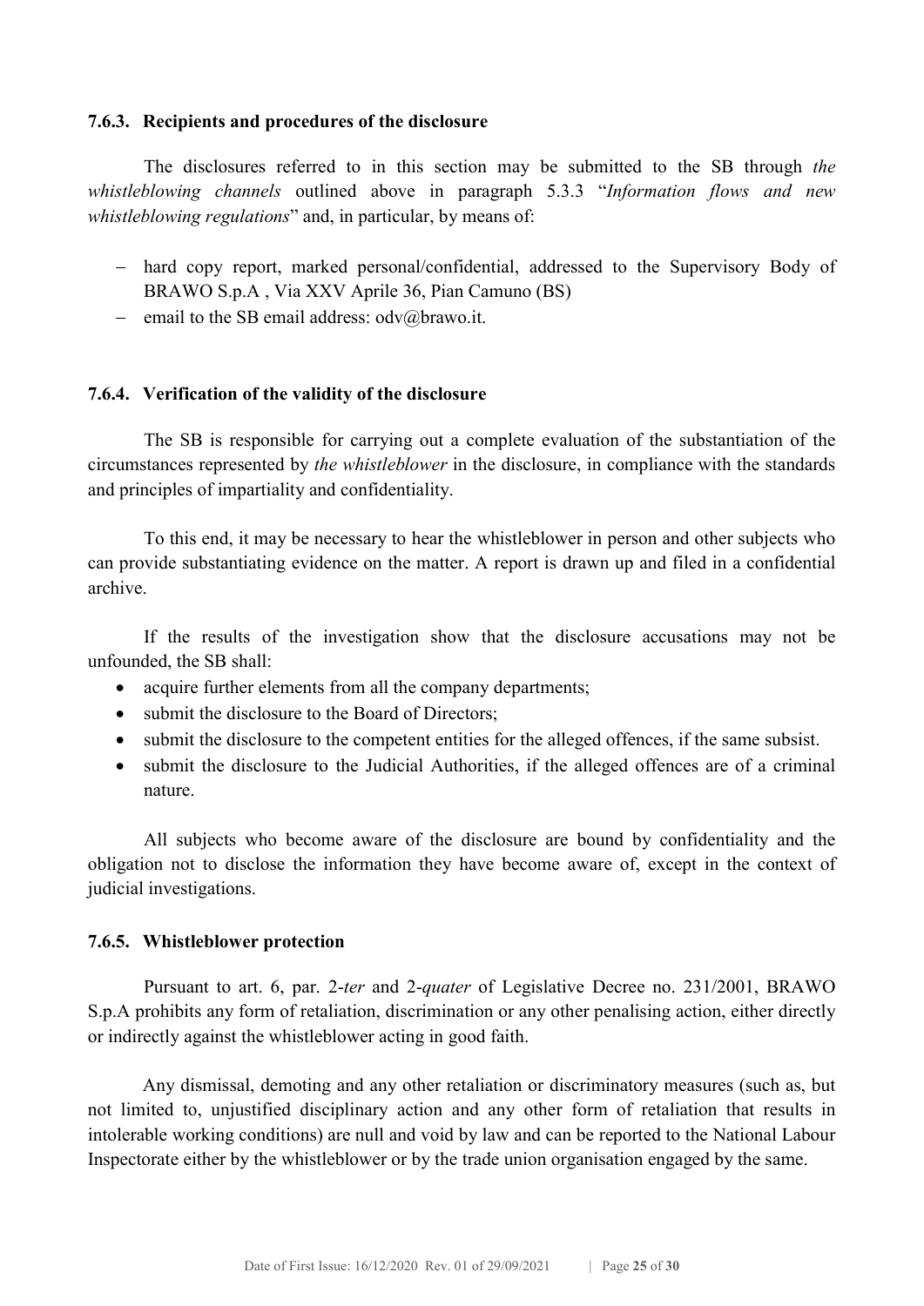### 7.6.3. Recipients and procedures of the disclosure

The disclosures referred to in this section may be submitted to the SB through *the whistleblowing channels* outlined above in paragraph 5.3.3 "*Information flows and new whistleblowing regulations*" and, in particular, by means of:

- hard copy report, marked personal/confidential, addressed to the Supervisory Body of BRAWO S.p.A , Via XXV Aprile 36, Pian Camuno (BS)
- email to the SB email address: odv@brawo.it.

### 7.6.4. Verification of the validity of the disclosure

The SB is responsible for carrying out a complete evaluation of the substantiation of the circumstances represented by *the whistleblower* in the disclosure, in compliance with the standards and principles of impartiality and confidentiality.

To this end, it may be necessary to hear the whistleblower in person and other subjects who can provide substantiating evidence on the matter. A report is drawn up and filed in a confidential archive.

If the results of the investigation show that the disclosure accusations may not be unfounded, the SB shall:

- acquire further elements from all the company departments;
- submit the disclosure to the Board of Directors;
- submit the disclosure to the competent entities for the alleged offences, if the same subsist.
- submit the disclosure to the Judicial Authorities, if the alleged offences are of a criminal nature.

All subjects who become aware of the disclosure are bound by confidentiality and the obligation not to disclose the information they have become aware of, except in the context of judicial investigations.

### 7.6.5. Whistleblower protection

Pursuant to art. 6, par. 2-*ter* and 2-*quater* of Legislative Decree no. 231/2001, BRAWO S.p.A prohibits any form of retaliation, discrimination or any other penalising action, either directly or indirectly against the whistleblower acting in good faith.

Any dismissal, demoting and any other retaliation or discriminatory measures (such as, but not limited to, unjustified disciplinary action and any other form of retaliation that results in intolerable working conditions) are null and void by law and can be reported to the National Labour Inspectorate either by the whistleblower or by the trade union organisation engaged by the same.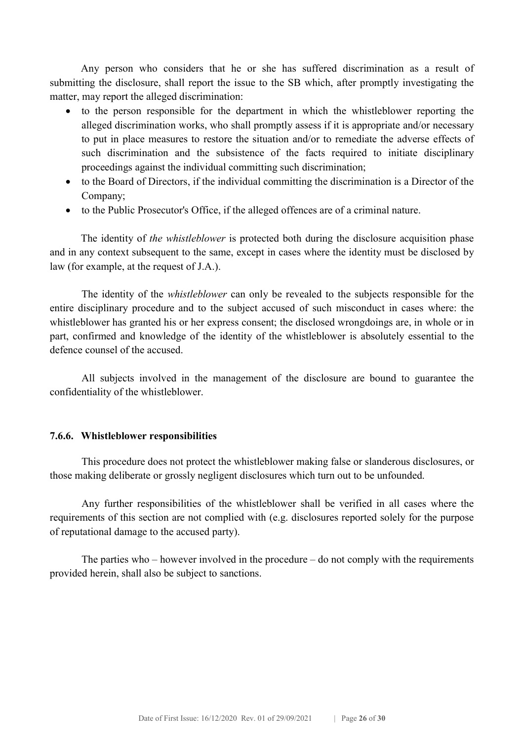Any person who considers that he or she has suffered discrimination as a result of submitting the disclosure, shall report the issue to the SB which, after promptly investigating the matter, may report the alleged discrimination:

- to the person responsible for the department in which the whistleblower reporting the alleged discrimination works, who shall promptly assess if it is appropriate and/or necessary to put in place measures to restore the situation and/or to remediate the adverse effects of such discrimination and the subsistence of the facts required to initiate disciplinary proceedings against the individual committing such discrimination;
- to the Board of Directors, if the individual committing the discrimination is a Director of the Company;
- to the Public Prosecutor's Office, if the alleged offences are of a criminal nature.

The identity of *the whistleblower* is protected both during the disclosure acquisition phase and in any context subsequent to the same, except in cases where the identity must be disclosed by law (for example, at the request of J.A.).

The identity of the *whistleblower* can only be revealed to the subjects responsible for the entire disciplinary procedure and to the subject accused of such misconduct in cases where: the whistleblower has granted his or her express consent; the disclosed wrongdoings are, in whole or in part, confirmed and knowledge of the identity of the whistleblower is absolutely essential to the defence counsel of the accused.

All subjects involved in the management of the disclosure are bound to guarantee the confidentiality of the whistleblower.

#### 7.6.6. Whistleblower responsibilities

This procedure does not protect the whistleblower making false or slanderous disclosures, or those making deliberate or grossly negligent disclosures which turn out to be unfounded.

Any further responsibilities of the whistleblower shall be verified in all cases where the requirements of this section are not complied with (e.g. disclosures reported solely for the purpose of reputational damage to the accused party).

The parties who – however involved in the procedure – do not comply with the requirements provided herein, shall also be subject to sanctions.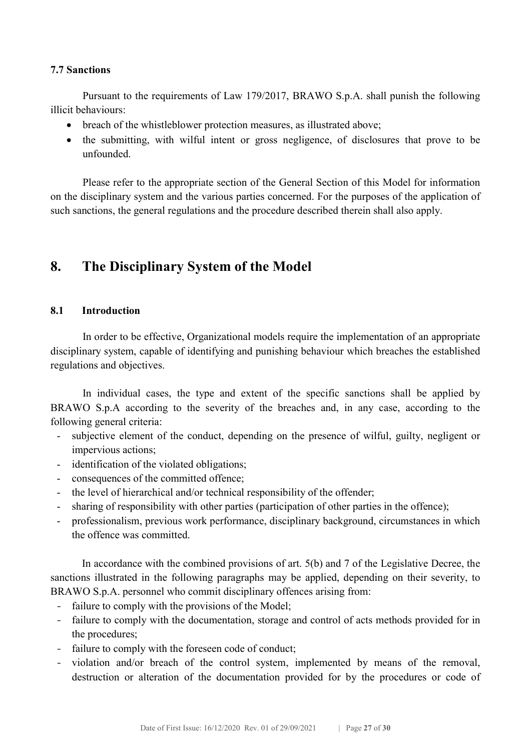### 7.7 Sanctions

Pursuant to the requirements of Law 179/2017, BRAWO S.p.A. shall punish the following illicit behaviours:

- breach of the whistleblower protection measures, as illustrated above;
- the submitting, with wilful intent or gross negligence, of disclosures that prove to be unfounded.

Please refer to the appropriate section of the General Section of this Model for information on the disciplinary system and the various parties concerned. For the purposes of the application of such sanctions, the general regulations and the procedure described therein shall also apply.

# 8. The Disciplinary System of the Model

### 8.1 Introduction

In order to be effective, Organizational models require the implementation of an appropriate disciplinary system, capable of identifying and punishing behaviour which breaches the established regulations and objectives.

In individual cases, the type and extent of the specific sanctions shall be applied by BRAWO S.p.A according to the severity of the breaches and, in any case, according to the following general criteria:

- subjective element of the conduct, depending on the presence of wilful, guilty, negligent or impervious actions;
- identification of the violated obligations;
- consequences of the committed offence;
- the level of hierarchical and/or technical responsibility of the offender;
- sharing of responsibility with other parties (participation of other parties in the offence);
- professionalism, previous work performance, disciplinary background, circumstances in which the offence was committed.

In accordance with the combined provisions of art. 5(b) and 7 of the Legislative Decree, the sanctions illustrated in the following paragraphs may be applied, depending on their severity, to BRAWO S.p.A. personnel who commit disciplinary offences arising from:

- failure to comply with the provisions of the Model;
- failure to comply with the documentation, storage and control of acts methods provided for in the procedures;
- failure to comply with the foreseen code of conduct;
- violation and/or breach of the control system, implemented by means of the removal, destruction or alteration of the documentation provided for by the procedures or code of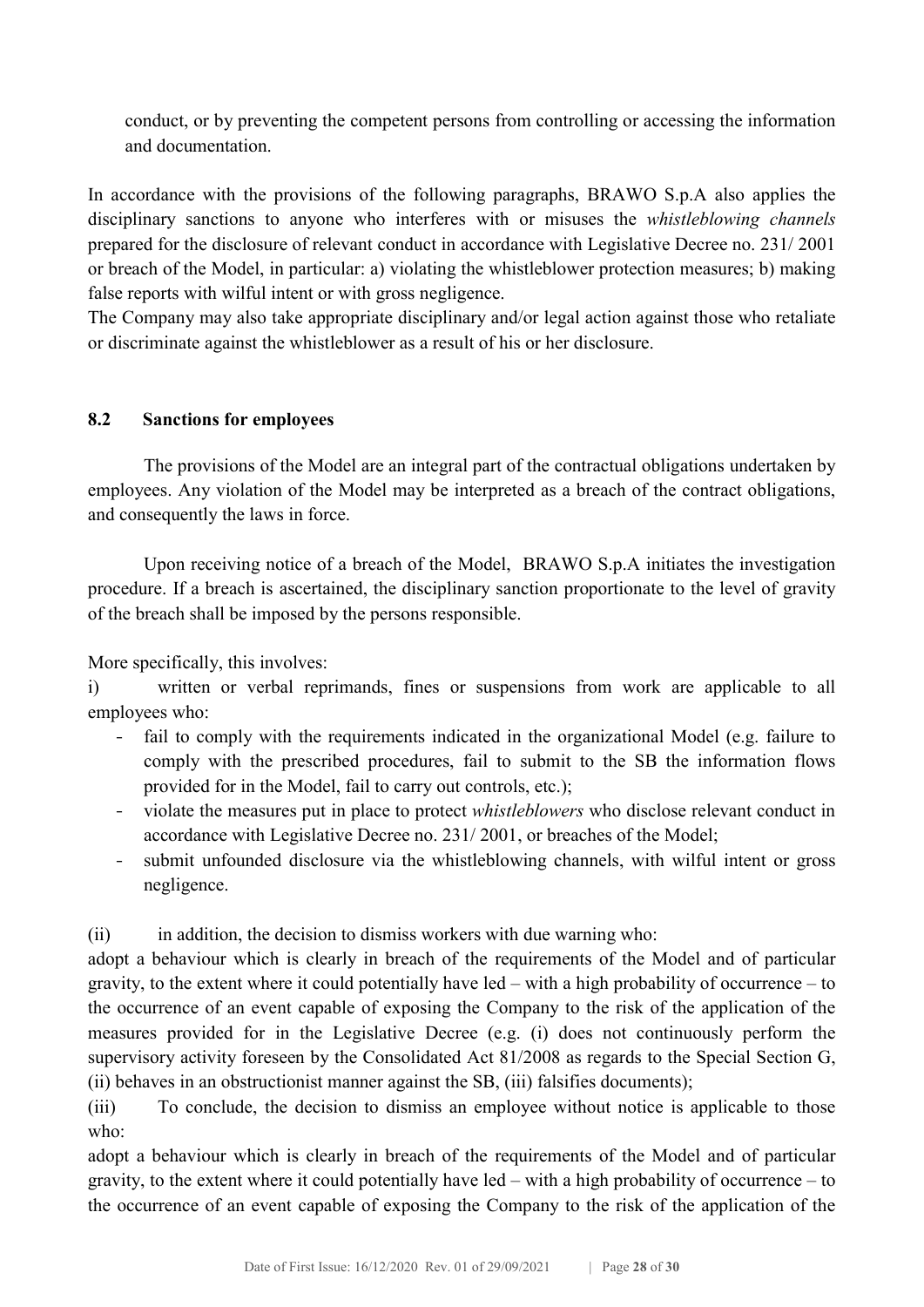conduct, or by preventing the competent persons from controlling or accessing the information and documentation.

In accordance with the provisions of the following paragraphs, BRAWO S.p.A also applies the disciplinary sanctions to anyone who interferes with or misuses the *whistleblowing channels* prepared for the disclosure of relevant conduct in accordance with Legislative Decree no. 231/ 2001 or breach of the Model, in particular: a) violating the whistleblower protection measures; b) making false reports with wilful intent or with gross negligence.
The Company may also take appropriate disciplinary and/or legal action against those who retaliate or discriminate against the whistleblower as a result of his or her disclosure.

## 8.2 Sanctions for employees

The provisions of the Model are an integral part of the contractual obligations undertaken by employees. Any violation of the Model may be interpreted as a breach of the contract obligations, and consequently the laws in force.

Upon receiving notice of a breach of the Model, BRAWO S.p.A initiates the investigation procedure. If a breach is ascertained, the disciplinary sanction proportionate to the level of gravity of the breach shall be imposed by the persons responsible.

More specifically, this involves:

i) written or verbal reprimands, fines or suspensions from work are applicable to all employees who:

- fail to comply with the requirements indicated in the organizational Model (e.g. failure to comply with the prescribed procedures, fail to submit to the SB the information flows provided for in the Model, fail to carry out controls, etc.);
- violate the measures put in place to protect *whistleblowers* who disclose relevant conduct in accordance with Legislative Decree no. 231/ 2001, or breaches of the Model;
- submit unfounded disclosure via the whistleblowing channels, with wilful intent or gross negligence.

(ii) in addition, the decision to dismiss workers with due warning who:

adopt a behaviour which is clearly in breach of the requirements of the Model and of particular gravity, to the extent where it could potentially have led – with a high probability of occurrence – to the occurrence of an event capable of exposing the Company to the risk of the application of the measures provided for in the Legislative Decree (e.g. (i) does not continuously perform the supervisory activity foreseen by the Consolidated Act 81/2008 as regards to the Special Section G, (ii) behaves in an obstructionist manner against the SB, (iii) falsifies documents);

(iii) To conclude, the decision to dismiss an employee without notice is applicable to those who:

adopt a behaviour which is clearly in breach of the requirements of the Model and of particular gravity, to the extent where it could potentially have led – with a high probability of occurrence – to the occurrence of an event capable of exposing the Company to the risk of the application of the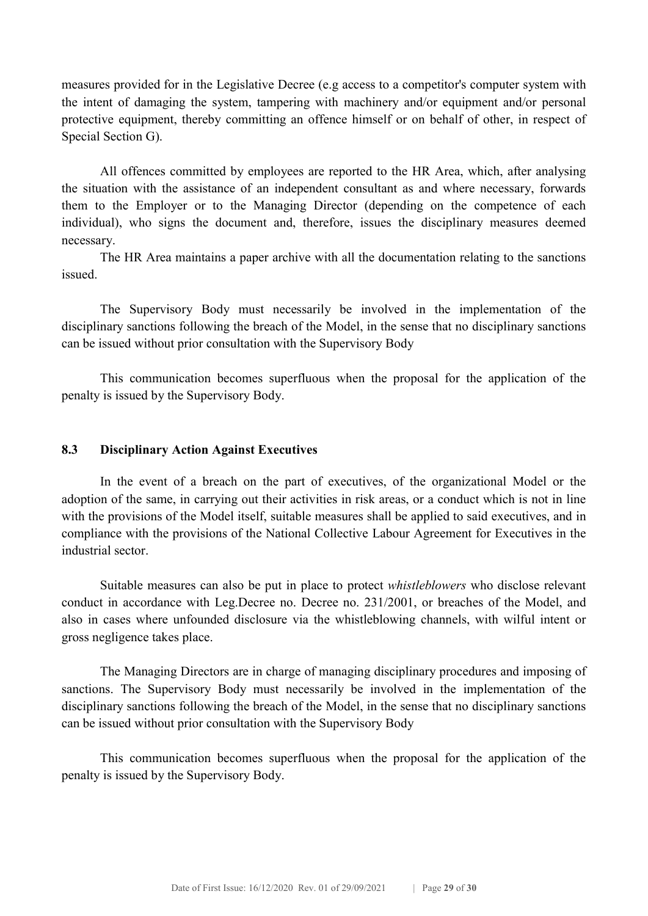measures provided for in the Legislative Decree (e.g access to a competitor's computer system with the intent of damaging the system, tampering with machinery and/or equipment and/or personal protective equipment, thereby committing an offence himself or on behalf of other, in respect of Special Section G).

All offences committed by employees are reported to the HR Area, which, after analysing the situation with the assistance of an independent consultant as and where necessary, forwards them to the Employer or to the Managing Director (depending on the competence of each individual), who signs the document and, therefore, issues the disciplinary measures deemed necessary.

The HR Area maintains a paper archive with all the documentation relating to the sanctions issued.

The Supervisory Body must necessarily be involved in the implementation of the disciplinary sanctions following the breach of the Model, in the sense that no disciplinary sanctions can be issued without prior consultation with the Supervisory Body

This communication becomes superfluous when the proposal for the application of the penalty is issued by the Supervisory Body.

### 8.3 Disciplinary Action Against Executives

In the event of a breach on the part of executives, of the organizational Model or the adoption of the same, in carrying out their activities in risk areas, or a conduct which is not in line with the provisions of the Model itself, suitable measures shall be applied to said executives, and in compliance with the provisions of the National Collective Labour Agreement for Executives in the industrial sector.

Suitable measures can also be put in place to protect *whistleblowers* who disclose relevant conduct in accordance with Leg.Decree no. Decree no. 231/2001, or breaches of the Model, and also in cases where unfounded disclosure via the whistleblowing channels, with wilful intent or gross negligence takes place.

The Managing Directors are in charge of managing disciplinary procedures and imposing of sanctions. The Supervisory Body must necessarily be involved in the implementation of the disciplinary sanctions following the breach of the Model, in the sense that no disciplinary sanctions can be issued without prior consultation with the Supervisory Body

This communication becomes superfluous when the proposal for the application of the penalty is issued by the Supervisory Body.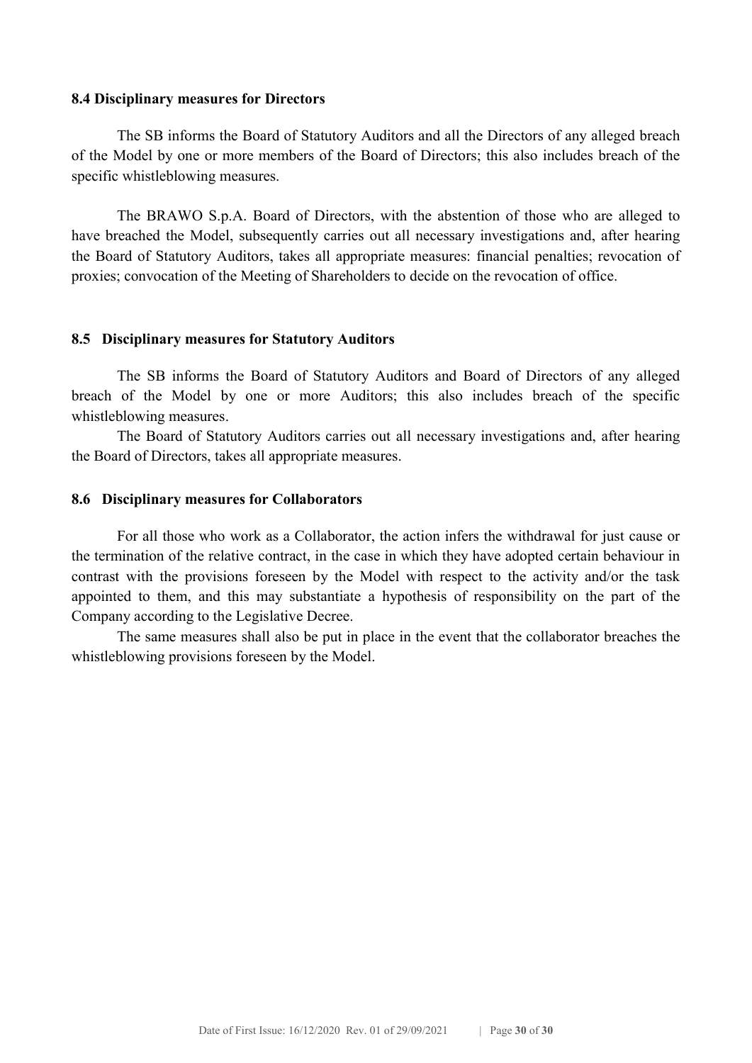### 8.4 Disciplinary measures for Directors

The SB informs the Board of Statutory Auditors and all the Directors of any alleged breach of the Model by one or more members of the Board of Directors; this also includes breach of the specific whistleblowing measures.

The BRAWO S.p.A. Board of Directors, with the abstention of those who are alleged to have breached the Model, subsequently carries out all necessary investigations and, after hearing the Board of Statutory Auditors, takes all appropriate measures: financial penalties; revocation of proxies; convocation of the Meeting of Shareholders to decide on the revocation of office.

### 8.5 Disciplinary measures for Statutory Auditors

The SB informs the Board of Statutory Auditors and Board of Directors of any alleged breach of the Model by one or more Auditors; this also includes breach of the specific whistleblowing measures.

The Board of Statutory Auditors carries out all necessary investigations and, after hearing the Board of Directors, takes all appropriate measures.

### 8.6 Disciplinary measures for Collaborators

For all those who work as a Collaborator, the action infers the withdrawal for just cause or the termination of the relative contract, in the case in which they have adopted certain behaviour in contrast with the provisions foreseen by the Model with respect to the activity and/or the task appointed to them, and this may substantiate a hypothesis of responsibility on the part of the Company according to the Legislative Decree.

The same measures shall also be put in place in the event that the collaborator breaches the whistleblowing provisions foreseen by the Model.